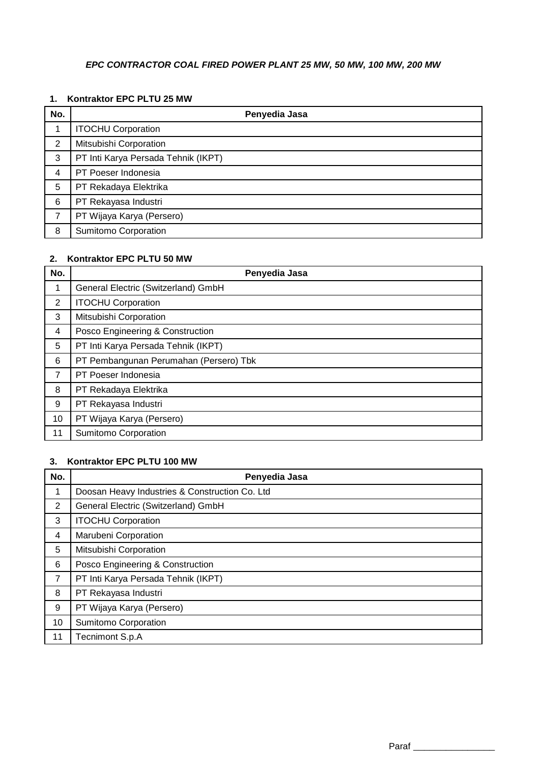***EPC CONTRACTOR COAL FIRED POWER PLANT 25 MW, 50 MW, 100 MW, 200 MW***

**1. Kontraktor EPC PLTU 25 MW**

| No. | Penyedia Jasa |
|---|---|
| 1 | ITOCHU Corporation |
| 2 | Mitsubishi Corporation |
| 3 | PT Inti Karya Persada Tehnik (IKPT) |
| 4 | PT Poeser Indonesia |
| 5 | PT Rekadaya Elektrika |
| 6 | PT Rekayasa Industri |
| 7 | PT Wijaya Karya (Persero) |
| 8 | Sumitomo Corporation |

**2. Kontraktor EPC PLTU 50 MW**

| No. | Penyedia Jasa |
|---|---|
| 1 | General Electric (Switzerland) GmbH |
| 2 | ITOCHU Corporation |
| 3 | Mitsubishi Corporation |
| 4 | Posco Engineering & Construction |
| 5 | PT Inti Karya Persada Tehnik (IKPT) |
| 6 | PT Pembangunan Perumahan (Persero) Tbk |
| 7 | PT Poeser Indonesia |
| 8 | PT Rekadaya Elektrika |
| 9 | PT Rekayasa Industri |
| 10 | PT Wijaya Karya (Persero) |
| 11 | Sumitomo Corporation |

**3. Kontraktor EPC PLTU 100 MW**

| No. | Penyedia Jasa |
|---|---|
| 1 | Doosan Heavy Industries & Construction Co. Ltd |
| 2 | General Electric (Switzerland) GmbH |
| 3 | ITOCHU Corporation |
| 4 | Marubeni Corporation |
| 5 | Mitsubishi Corporation |
| 6 | Posco Engineering & Construction |
| 7 | PT Inti Karya Persada Tehnik (IKPT) |
| 8 | PT Rekayasa Industri |
| 9 | PT Wijaya Karya (Persero) |
| 10 | Sumitomo Corporation |
| 11 | Tecnimont S.p.A |

Paraf ________________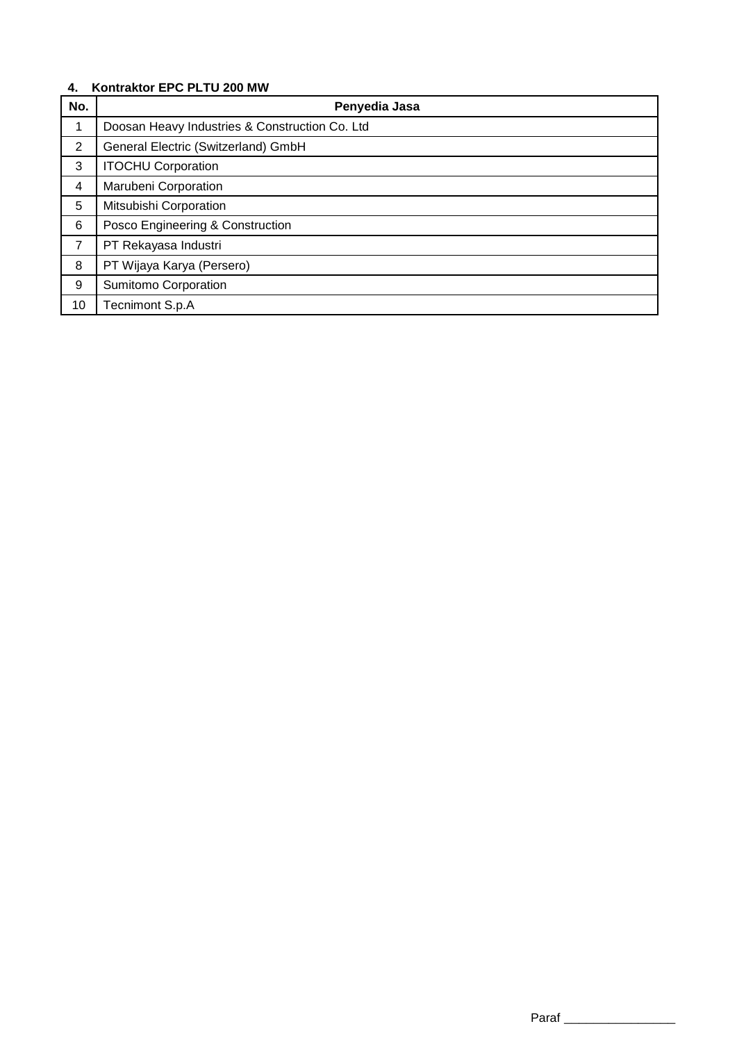**4. Kontraktor EPC PLTU 200 MW**

| No. | Penyedia Jasa |
|---|---|
| 1 | Doosan Heavy Industries & Construction Co. Ltd |
| 2 | General Electric (Switzerland) GmbH |
| 3 | ITOCHU Corporation |
| 4 | Marubeni Corporation |
| 5 | Mitsubishi Corporation |
| 6 | Posco Engineering & Construction |
| 7 | PT Rekayasa Industri |
| 8 | PT Wijaya Karya (Persero) |
| 9 | Sumitomo Corporation |
| 10 | Tecnimont S.p.A |

Paraf ________________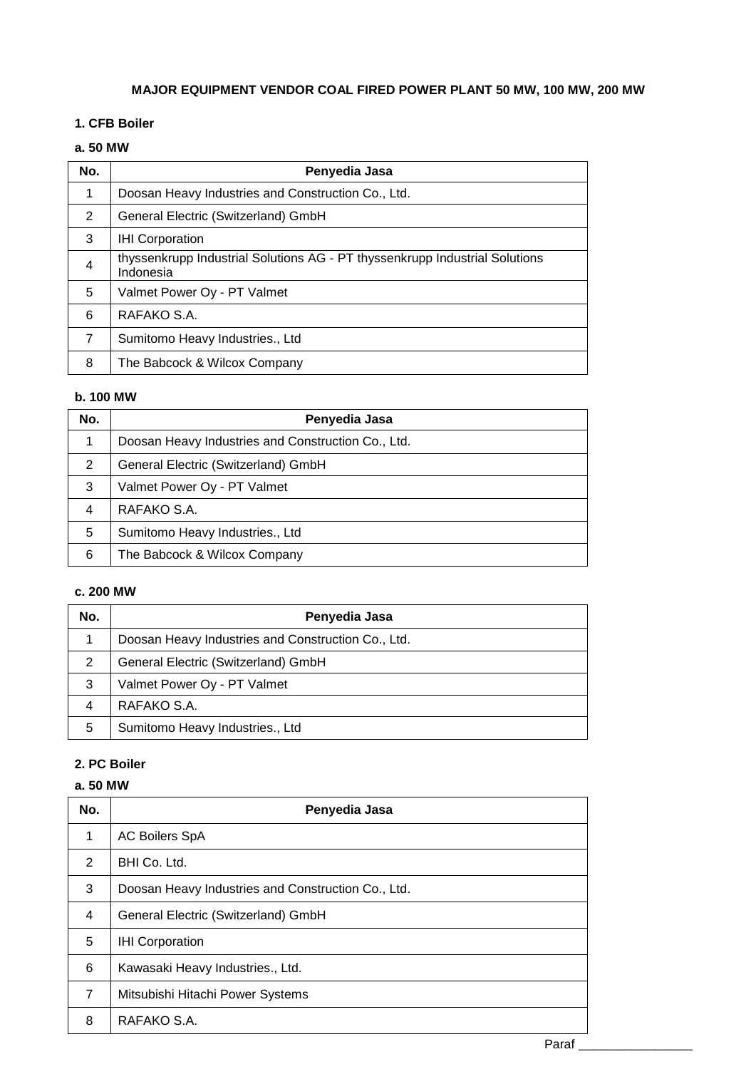# MAJOR EQUIPMENT VENDOR COAL FIRED POWER PLANT 50 MW, 100 MW, 200 MW

## 1. CFB Boiler

### a. 50 MW

| No. | Penyedia Jasa |
|---|---|
| 1 | Doosan Heavy Industries and Construction Co., Ltd. |
| 2 | General Electric (Switzerland) GmbH |
| 3 | IHI Corporation |
| 4 | thyssenkrupp Industrial Solutions AG - PT thyssenkrupp Industrial Solutions Indonesia |
| 5 | Valmet Power Oy - PT Valmet |
| 6 | RAFAKO S.A. |
| 7 | Sumitomo Heavy Industries., Ltd |
| 8 | The Babcock & Wilcox Company |

### b. 100 MW

| No. | Penyedia Jasa |
|---|---|
| 1 | Doosan Heavy Industries and Construction Co., Ltd. |
| 2 | General Electric (Switzerland) GmbH |
| 3 | Valmet Power Oy - PT Valmet |
| 4 | RAFAKO S.A. |
| 5 | Sumitomo Heavy Industries., Ltd |
| 6 | The Babcock & Wilcox Company |

### c. 200 MW

| No. | Penyedia Jasa |
|---|---|
| 1 | Doosan Heavy Industries and Construction Co., Ltd. |
| 2 | General Electric (Switzerland) GmbH |
| 3 | Valmet Power Oy - PT Valmet |
| 4 | RAFAKO S.A. |
| 5 | Sumitomo Heavy Industries., Ltd |

## 2. PC Boiler

### a. 50 MW

| No. | Penyedia Jasa |
|---|---|
| 1 | AC Boilers SpA |
| 2 | BHI Co. Ltd. |
| 3 | Doosan Heavy Industries and Construction Co., Ltd. |
| 4 | General Electric (Switzerland) GmbH |
| 5 | IHI Corporation |
| 6 | Kawasaki Heavy Industries., Ltd. |
| 7 | Mitsubishi Hitachi Power Systems |
| 8 | RAFAKO S.A. |

Paraf _______________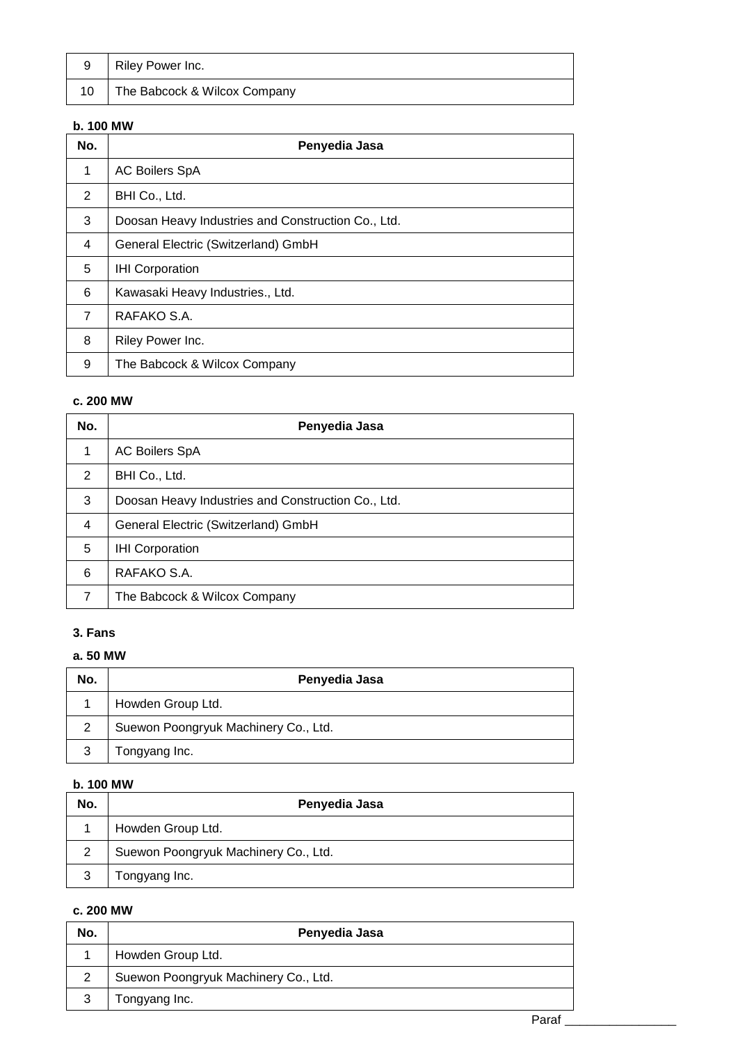| No. | Penyedia Jasa |
|---|---|
| 9 | Riley Power Inc. |
| 10 | The Babcock & Wilcox Company |

**b. 100 MW**

| No. | Penyedia Jasa |
|---|---|
| 1 | AC Boilers SpA |
| 2 | BHI Co., Ltd. |
| 3 | Doosan Heavy Industries and Construction Co., Ltd. |
| 4 | General Electric (Switzerland) GmbH |
| 5 | IHI Corporation |
| 6 | Kawasaki Heavy Industries., Ltd. |
| 7 | RAFAKO S.A. |
| 8 | Riley Power Inc. |
| 9 | The Babcock & Wilcox Company |

**c. 200 MW**

| No. | Penyedia Jasa |
|---|---|
| 1 | AC Boilers SpA |
| 2 | BHI Co., Ltd. |
| 3 | Doosan Heavy Industries and Construction Co., Ltd. |
| 4 | General Electric (Switzerland) GmbH |
| 5 | IHI Corporation |
| 6 | RAFAKO S.A. |
| 7 | The Babcock & Wilcox Company |

**3. Fans**

**a. 50 MW**

| No. | Penyedia Jasa |
|---|---|
| 1 | Howden Group Ltd. |
| 2 | Suewon Poongryuk Machinery Co., Ltd. |
| 3 | Tongyang Inc. |

**b. 100 MW**

| No. | Penyedia Jasa |
|---|---|
| 1 | Howden Group Ltd. |
| 2 | Suewon Poongryuk Machinery Co., Ltd. |
| 3 | Tongyang Inc. |

**c. 200 MW**

| No. | Penyedia Jasa |
|---|---|
| 1 | Howden Group Ltd. |
| 2 | Suewon Poongryuk Machinery Co., Ltd. |
| 3 | Tongyang Inc. |

Paraf _______________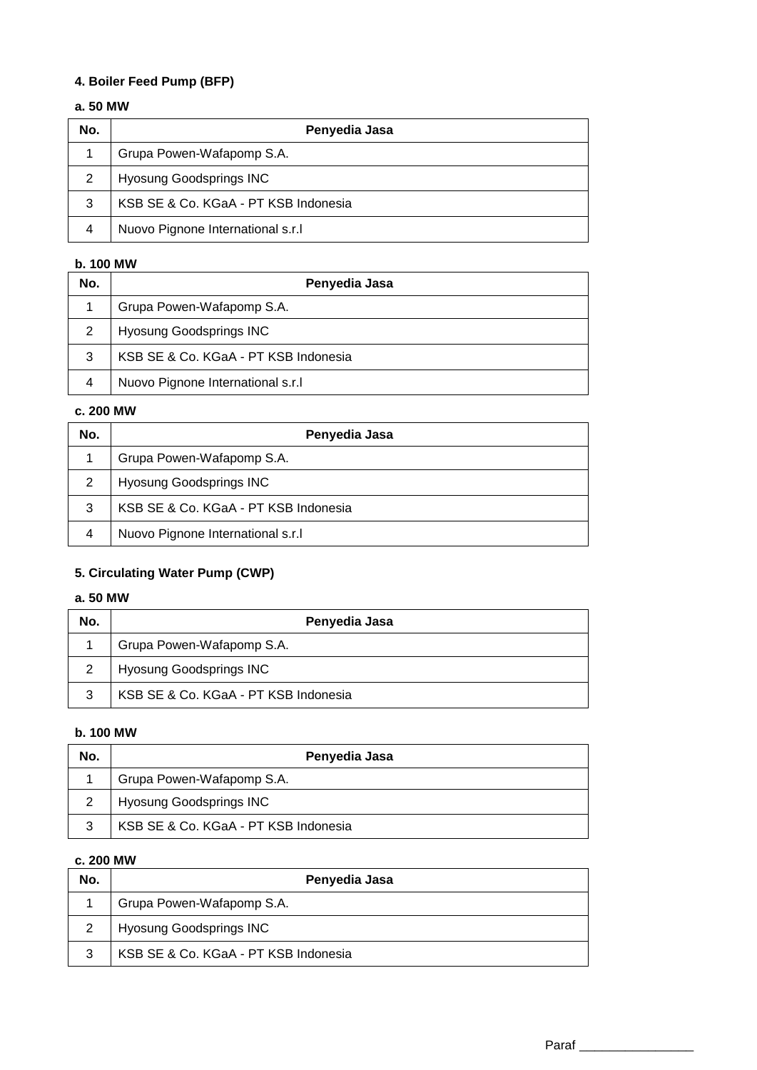**4. Boiler Feed Pump (BFP)**

**a. 50 MW**

| No. | Penyedia Jasa |
|---|---|
| 1 | Grupa Powen-Wafapomp S.A. |
| 2 | Hyosung Goodsprings INC |
| 3 | KSB SE & Co. KGaA - PT KSB Indonesia |
| 4 | Nuovo Pignone International s.r.l |

**b. 100 MW**

| No. | Penyedia Jasa |
|---|---|
| 1 | Grupa Powen-Wafapomp S.A. |
| 2 | Hyosung Goodsprings INC |
| 3 | KSB SE & Co. KGaA - PT KSB Indonesia |
| 4 | Nuovo Pignone International s.r.l |

**c. 200 MW**

| No. | Penyedia Jasa |
|---|---|
| 1 | Grupa Powen-Wafapomp S.A. |
| 2 | Hyosung Goodsprings INC |
| 3 | KSB SE & Co. KGaA - PT KSB Indonesia |
| 4 | Nuovo Pignone International s.r.l |

**5. Circulating Water Pump (CWP)**

**a. 50 MW**

| No. | Penyedia Jasa |
|---|---|
| 1 | Grupa Powen-Wafapomp S.A. |
| 2 | Hyosung Goodsprings INC |
| 3 | KSB SE & Co. KGaA - PT KSB Indonesia |

**b. 100 MW**

| No. | Penyedia Jasa |
|---|---|
| 1 | Grupa Powen-Wafapomp S.A. |
| 2 | Hyosung Goodsprings INC |
| 3 | KSB SE & Co. KGaA - PT KSB Indonesia |

**c. 200 MW**

| No. | Penyedia Jasa |
|---|---|
| 1 | Grupa Powen-Wafapomp S.A. |
| 2 | Hyosung Goodsprings INC |
| 3 | KSB SE & Co. KGaA - PT KSB Indonesia |

Paraf _________________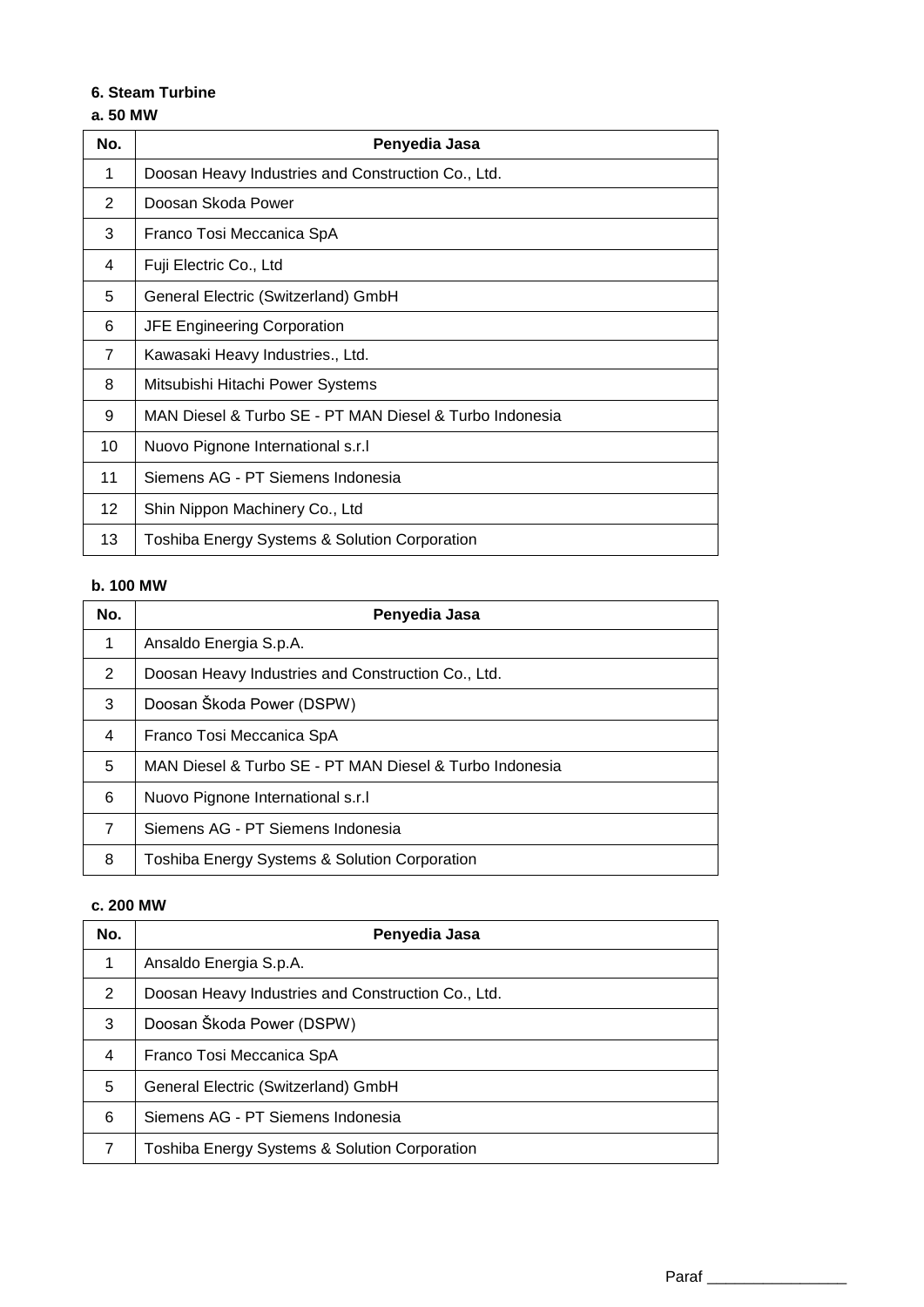**6. Steam Turbine**

**a. 50 MW**

| No. | Penyedia Jasa |
|---|---|
| 1 | Doosan Heavy Industries and Construction Co., Ltd. |
| 2 | Doosan Skoda Power |
| 3 | Franco Tosi Meccanica SpA |
| 4 | Fuji Electric Co., Ltd |
| 5 | General Electric (Switzerland) GmbH |
| 6 | JFE Engineering Corporation |
| 7 | Kawasaki Heavy Industries., Ltd. |
| 8 | Mitsubishi Hitachi Power Systems |
| 9 | MAN Diesel & Turbo SE - PT MAN Diesel & Turbo Indonesia |
| 10 | Nuovo Pignone International s.r.l |
| 11 | Siemens AG - PT Siemens Indonesia |
| 12 | Shin Nippon Machinery Co., Ltd |
| 13 | Toshiba Energy Systems & Solution Corporation |

**b. 100 MW**

| No. | Penyedia Jasa |
|---|---|
| 1 | Ansaldo Energia S.p.A. |
| 2 | Doosan Heavy Industries and Construction Co., Ltd. |
| 3 | Doosan Škoda Power (DSPW) |
| 4 | Franco Tosi Meccanica SpA |
| 5 | MAN Diesel & Turbo SE - PT MAN Diesel & Turbo Indonesia |
| 6 | Nuovo Pignone International s.r.l |
| 7 | Siemens AG - PT Siemens Indonesia |
| 8 | Toshiba Energy Systems & Solution Corporation |

**c. 200 MW**

| No. | Penyedia Jasa |
|---|---|
| 1 | Ansaldo Energia S.p.A. |
| 2 | Doosan Heavy Industries and Construction Co., Ltd. |
| 3 | Doosan Škoda Power (DSPW) |
| 4 | Franco Tosi Meccanica SpA |
| 5 | General Electric (Switzerland) GmbH |
| 6 | Siemens AG - PT Siemens Indonesia |
| 7 | Toshiba Energy Systems & Solution Corporation |

Paraf ________________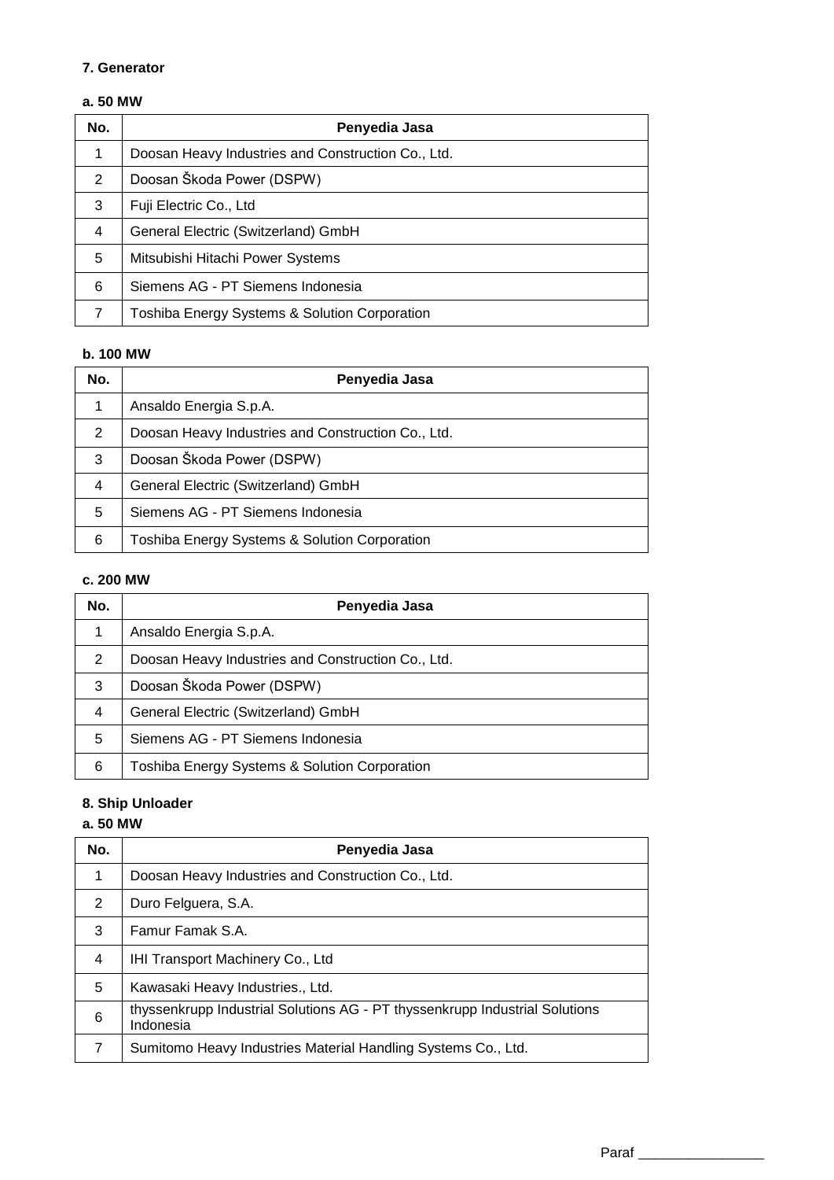**7. Generator**

**a. 50 MW**

| No. | Penyedia Jasa |
|---|---|
| 1 | Doosan Heavy Industries and Construction Co., Ltd. |
| 2 | Doosan Škoda Power (DSPW) |
| 3 | Fuji Electric Co., Ltd |
| 4 | General Electric (Switzerland) GmbH |
| 5 | Mitsubishi Hitachi Power Systems |
| 6 | Siemens AG - PT Siemens Indonesia |
| 7 | Toshiba Energy Systems & Solution Corporation |

**b. 100 MW**

| No. | Penyedia Jasa |
|---|---|
| 1 | Ansaldo Energia S.p.A. |
| 2 | Doosan Heavy Industries and Construction Co., Ltd. |
| 3 | Doosan Škoda Power (DSPW) |
| 4 | General Electric (Switzerland) GmbH |
| 5 | Siemens AG - PT Siemens Indonesia |
| 6 | Toshiba Energy Systems & Solution Corporation |

**c. 200 MW**

| No. | Penyedia Jasa |
|---|---|
| 1 | Ansaldo Energia S.p.A. |
| 2 | Doosan Heavy Industries and Construction Co., Ltd. |
| 3 | Doosan Škoda Power (DSPW) |
| 4 | General Electric (Switzerland) GmbH |
| 5 | Siemens AG - PT Siemens Indonesia |
| 6 | Toshiba Energy Systems & Solution Corporation |

**8. Ship Unloader**

**a. 50 MW**

| No. | Penyedia Jasa |
|---|---|
| 1 | Doosan Heavy Industries and Construction Co., Ltd. |
| 2 | Duro Felguera, S.A. |
| 3 | Famur Famak S.A. |
| 4 | IHI Transport Machinery Co., Ltd |
| 5 | Kawasaki Heavy Industries., Ltd. |
| 6 | thyssenkrupp Industrial Solutions AG - PT thyssenkrupp Industrial Solutions Indonesia |
| 7 | Sumitomo Heavy Industries Material Handling Systems Co., Ltd. |

Paraf _______________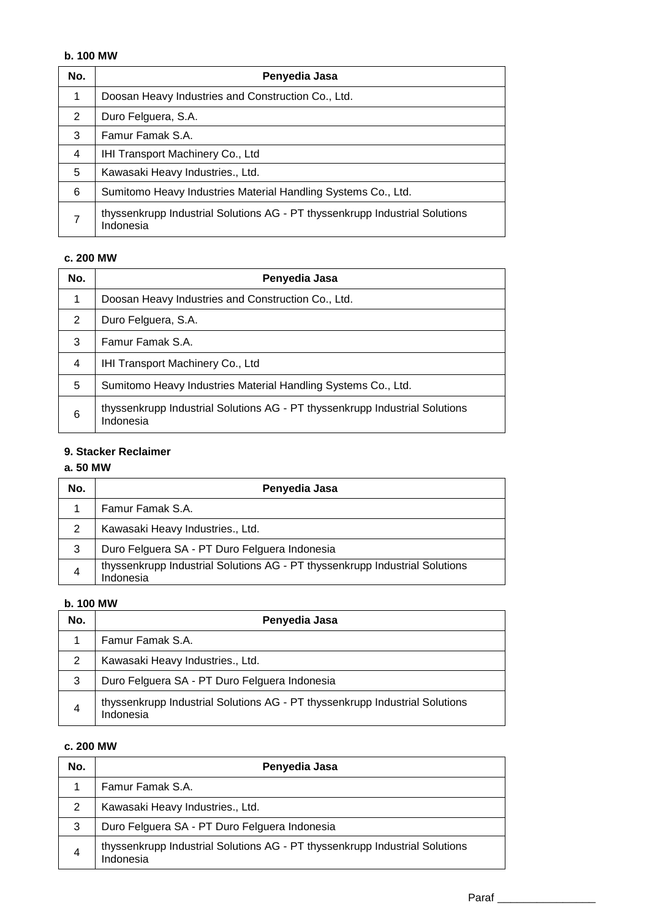**b. 100 MW**

| No. | Penyedia Jasa |
|---|---|
| 1 | Doosan Heavy Industries and Construction Co., Ltd. |
| 2 | Duro Felguera, S.A. |
| 3 | Famur Famak S.A. |
| 4 | IHI Transport Machinery Co., Ltd |
| 5 | Kawasaki Heavy Industries., Ltd. |
| 6 | Sumitomo Heavy Industries Material Handling Systems Co., Ltd. |
| 7 | thyssenkrupp Industrial Solutions AG - PT thyssenkrupp Industrial Solutions Indonesia |

**c. 200 MW**

| No. | Penyedia Jasa |
|---|---|
| 1 | Doosan Heavy Industries and Construction Co., Ltd. |
| 2 | Duro Felguera, S.A. |
| 3 | Famur Famak S.A. |
| 4 | IHI Transport Machinery Co., Ltd |
| 5 | Sumitomo Heavy Industries Material Handling Systems Co., Ltd. |
| 6 | thyssenkrupp Industrial Solutions AG - PT thyssenkrupp Industrial Solutions Indonesia |

**9. Stacker Reclaimer**

**a. 50 MW**

| No. | Penyedia Jasa |
|---|---|
| 1 | Famur Famak S.A. |
| 2 | Kawasaki Heavy Industries., Ltd. |
| 3 | Duro Felguera SA - PT Duro Felguera Indonesia |
| 4 | thyssenkrupp Industrial Solutions AG - PT thyssenkrupp Industrial Solutions Indonesia |

**b. 100 MW**

| No. | Penyedia Jasa |
|---|---|
| 1 | Famur Famak S.A. |
| 2 | Kawasaki Heavy Industries., Ltd. |
| 3 | Duro Felguera SA - PT Duro Felguera Indonesia |
| 4 | thyssenkrupp Industrial Solutions AG - PT thyssenkrupp Industrial Solutions Indonesia |

**c. 200 MW**

| No. | Penyedia Jasa |
|---|---|
| 1 | Famur Famak S.A. |
| 2 | Kawasaki Heavy Industries., Ltd. |
| 3 | Duro Felguera SA - PT Duro Felguera Indonesia |
| 4 | thyssenkrupp Industrial Solutions AG - PT thyssenkrupp Industrial Solutions Indonesia |

Paraf _________________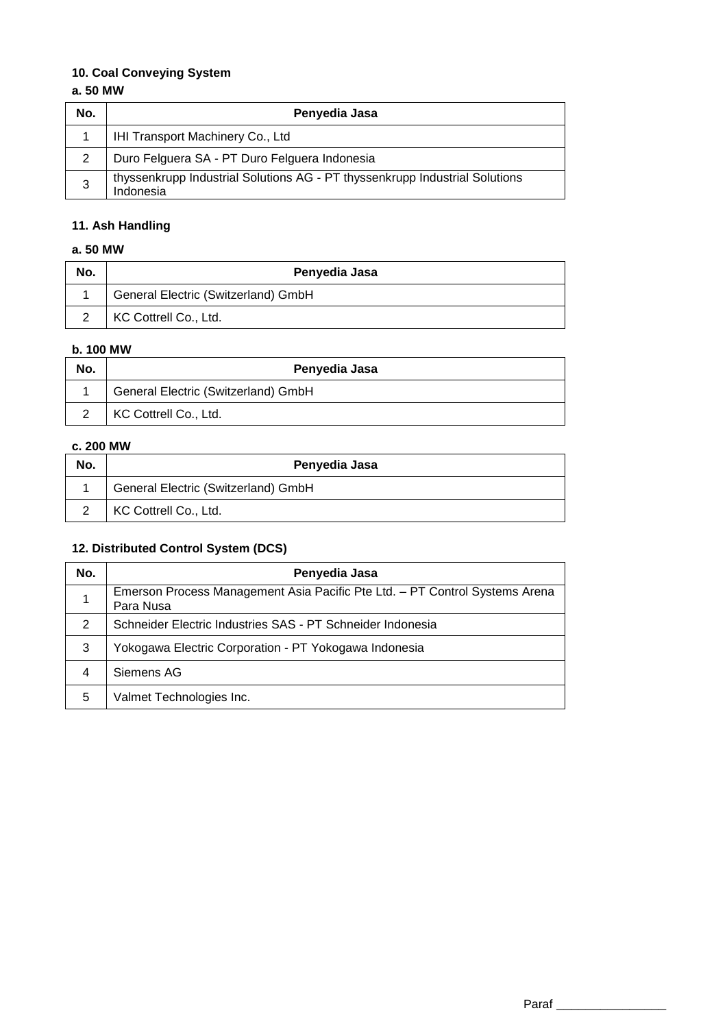**10. Coal Conveying System**

**a. 50 MW**

| No. | Penyedia Jasa |
|---|---|
| 1 | IHI Transport Machinery Co., Ltd |
| 2 | Duro Felguera SA - PT Duro Felguera Indonesia |
| 3 | thyssenkrupp Industrial Solutions AG - PT thyssenkrupp Industrial Solutions Indonesia |

**11. Ash Handling**

**a. 50 MW**

| No. | Penyedia Jasa |
|---|---|
| 1 | General Electric (Switzerland) GmbH |
| 2 | KC Cottrell Co., Ltd. |

**b. 100 MW**

| No. | Penyedia Jasa |
|---|---|
| 1 | General Electric (Switzerland) GmbH |
| 2 | KC Cottrell Co., Ltd. |

**c. 200 MW**

| No. | Penyedia Jasa |
|---|---|
| 1 | General Electric (Switzerland) GmbH |
| 2 | KC Cottrell Co., Ltd. |

**12. Distributed Control System (DCS)**

| No. | Penyedia Jasa |
|---|---|
| 1 | Emerson Process Management Asia Pacific Pte Ltd. – PT Control Systems Arena Para Nusa |
| 2 | Schneider Electric Industries SAS - PT Schneider Indonesia |
| 3 | Yokogawa Electric Corporation - PT Yokogawa Indonesia |
| 4 | Siemens AG |
| 5 | Valmet Technologies Inc. |

Paraf ________________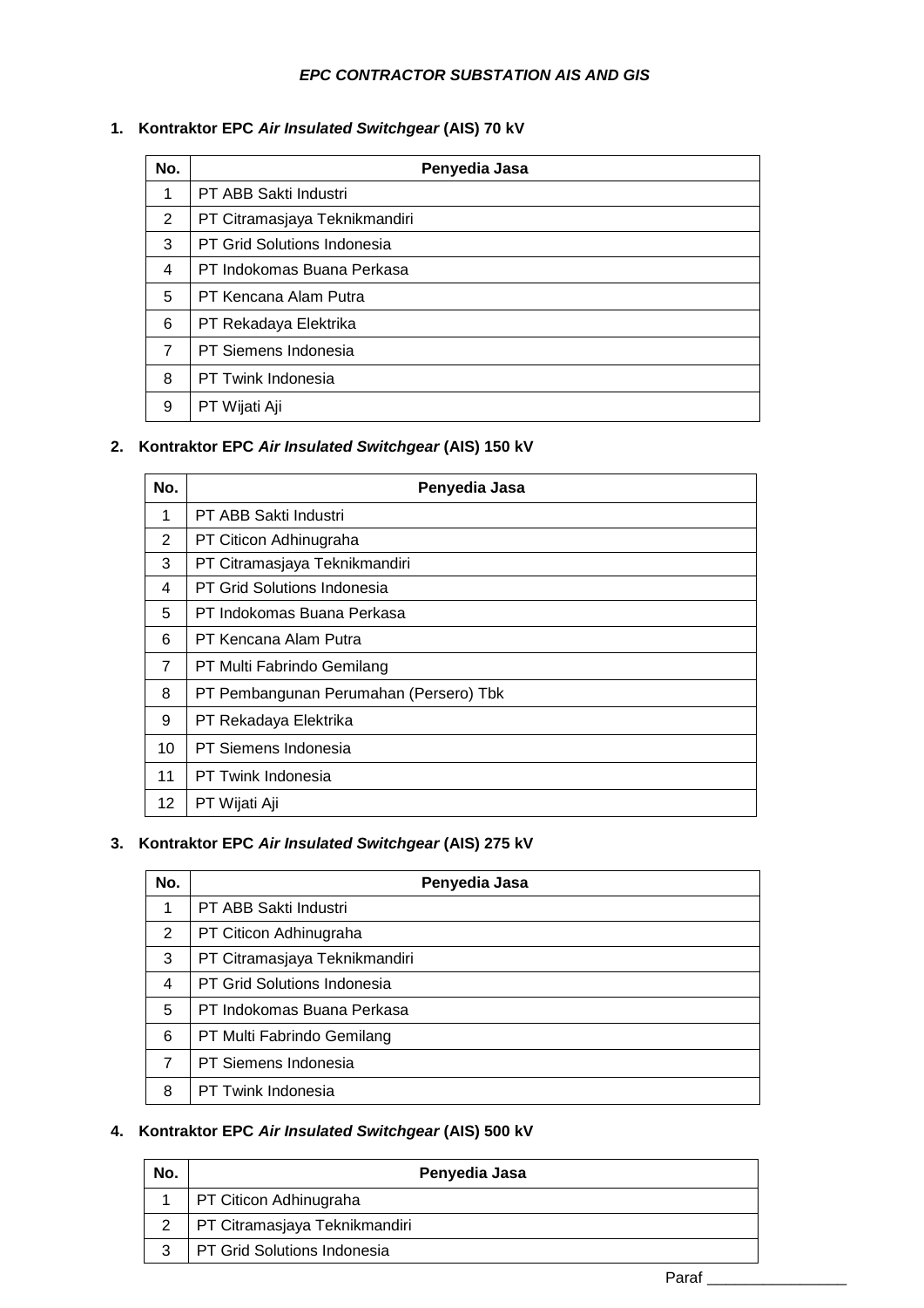***EPC CONTRACTOR SUBSTATION AIS AND GIS***

**1. Kontraktor EPC *Air Insulated Switchgear* (AIS) 70 kV**

| No. | Penyedia Jasa |
|---|---|
| 1 | PT ABB Sakti Industri |
| 2 | PT Citramasjaya Teknikmandiri |
| 3 | PT Grid Solutions Indonesia |
| 4 | PT Indokomas Buana Perkasa |
| 5 | PT Kencana Alam Putra |
| 6 | PT Rekadaya Elektrika |
| 7 | PT Siemens Indonesia |
| 8 | PT Twink Indonesia |
| 9 | PT Wijati Aji |

**2. Kontraktor EPC *Air Insulated Switchgear* (AIS) 150 kV**

| No. | Penyedia Jasa |
|---|---|
| 1 | PT ABB Sakti Industri |
| 2 | PT Citicon Adhinugraha |
| 3 | PT Citramasjaya Teknikmandiri |
| 4 | PT Grid Solutions Indonesia |
| 5 | PT Indokomas Buana Perkasa |
| 6 | PT Kencana Alam Putra |
| 7 | PT Multi Fabrindo Gemilang |
| 8 | PT Pembangunan Perumahan (Persero) Tbk |
| 9 | PT Rekadaya Elektrika |
| 10 | PT Siemens Indonesia |
| 11 | PT Twink Indonesia |
| 12 | PT Wijati Aji |

**3. Kontraktor EPC *Air Insulated Switchgear* (AIS) 275 kV**

| No. | Penyedia Jasa |
|---|---|
| 1 | PT ABB Sakti Industri |
| 2 | PT Citicon Adhinugraha |
| 3 | PT Citramasjaya Teknikmandiri |
| 4 | PT Grid Solutions Indonesia |
| 5 | PT Indokomas Buana Perkasa |
| 6 | PT Multi Fabrindo Gemilang |
| 7 | PT Siemens Indonesia |
| 8 | PT Twink Indonesia |

**4. Kontraktor EPC *Air Insulated Switchgear* (AIS) 500 kV**

| No. | Penyedia Jasa |
|---|---|
| 1 | PT Citicon Adhinugraha |
| 2 | PT Citramasjaya Teknikmandiri |
| 3 | PT Grid Solutions Indonesia |

Paraf _________________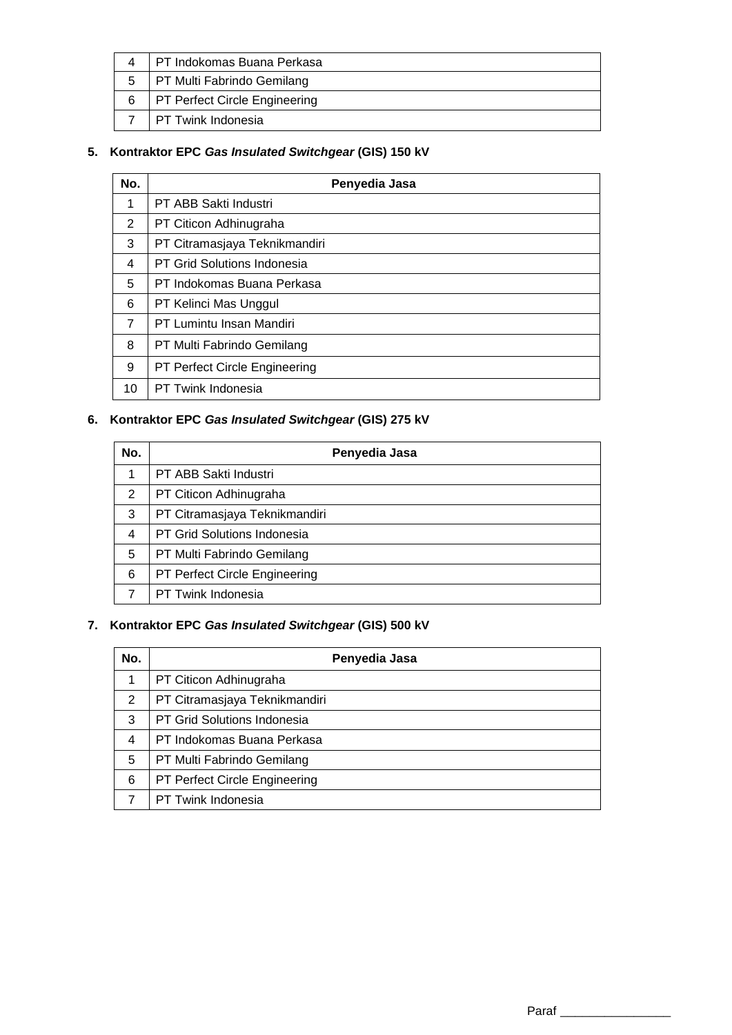| | |
|---|---|
| 4 | PT Indokomas Buana Perkasa |
| 5 | PT Multi Fabrindo Gemilang |
| 6 | PT Perfect Circle Engineering |
| 7 | PT Twink Indonesia |

**5. Kontraktor EPC *Gas Insulated Switchgear* (GIS) 150 kV**

| No. | Penyedia Jasa |
|---|---|
| 1 | PT ABB Sakti Industri |
| 2 | PT Citicon Adhinugraha |
| 3 | PT Citramasjaya Teknikmandiri |
| 4 | PT Grid Solutions Indonesia |
| 5 | PT Indokomas Buana Perkasa |
| 6 | PT Kelinci Mas Unggul |
| 7 | PT Lumintu Insan Mandiri |
| 8 | PT Multi Fabrindo Gemilang |
| 9 | PT Perfect Circle Engineering |
| 10 | PT Twink Indonesia |

**6. Kontraktor EPC *Gas Insulated Switchgear* (GIS) 275 kV**

| No. | Penyedia Jasa |
|---|---|
| 1 | PT ABB Sakti Industri |
| 2 | PT Citicon Adhinugraha |
| 3 | PT Citramasjaya Teknikmandiri |
| 4 | PT Grid Solutions Indonesia |
| 5 | PT Multi Fabrindo Gemilang |
| 6 | PT Perfect Circle Engineering |
| 7 | PT Twink Indonesia |

**7. Kontraktor EPC *Gas Insulated Switchgear* (GIS) 500 kV**

| No. | Penyedia Jasa |
|---|---|
| 1 | PT Citicon Adhinugraha |
| 2 | PT Citramasjaya Teknikmandiri |
| 3 | PT Grid Solutions Indonesia |
| 4 | PT Indokomas Buana Perkasa |
| 5 | PT Multi Fabrindo Gemilang |
| 6 | PT Perfect Circle Engineering |
| 7 | PT Twink Indonesia |

Paraf ________________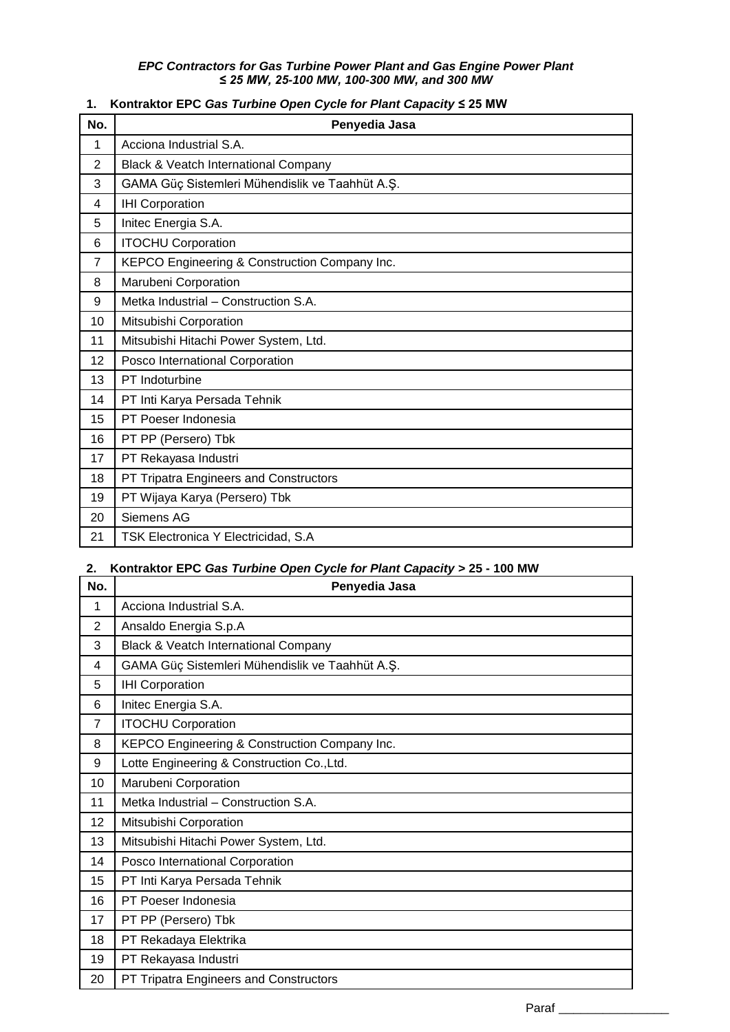***EPC Contractors for Gas Turbine Power Plant and Gas Engine Power Plant***
***≤ 25 MW, 25-100 MW, 100-300 MW, and 300 MW***

**1. Kontraktor EPC *Gas Turbine Open Cycle for Plant Capacity* ≤ 25 MW**

| No. | Penyedia Jasa |
|---|---|
| 1 | Acciona Industrial S.A. |
| 2 | Black & Veatch International Company |
| 3 | GAMA Güç Sistemleri Mühendislik ve Taahhüt A.Ş. |
| 4 | IHI Corporation |
| 5 | Initec Energia S.A. |
| 6 | ITOCHU Corporation |
| 7 | KEPCO Engineering & Construction Company Inc. |
| 8 | Marubeni Corporation |
| 9 | Metka Industrial – Construction S.A. |
| 10 | Mitsubishi Corporation |
| 11 | Mitsubishi Hitachi Power System, Ltd. |
| 12 | Posco International Corporation |
| 13 | PT Indoturbine |
| 14 | PT Inti Karya Persada Tehnik |
| 15 | PT Poeser Indonesia |
| 16 | PT PP (Persero) Tbk |
| 17 | PT Rekayasa Industri |
| 18 | PT Tripatra Engineers and Constructors |
| 19 | PT Wijaya Karya (Persero) Tbk |
| 20 | Siemens AG |
| 21 | TSK Electronica Y Electricidad, S.A |

**2. Kontraktor EPC *Gas Turbine Open Cycle for Plant Capacity* > 25 - 100 MW**

| No. | Penyedia Jasa |
|---|---|
| 1 | Acciona Industrial S.A. |
| 2 | Ansaldo Energia S.p.A |
| 3 | Black & Veatch International Company |
| 4 | GAMA Güç Sistemleri Mühendislik ve Taahhüt A.Ş. |
| 5 | IHI Corporation |
| 6 | Initec Energia S.A. |
| 7 | ITOCHU Corporation |
| 8 | KEPCO Engineering & Construction Company Inc. |
| 9 | Lotte Engineering & Construction Co.,Ltd. |
| 10 | Marubeni Corporation |
| 11 | Metka Industrial – Construction S.A. |
| 12 | Mitsubishi Corporation |
| 13 | Mitsubishi Hitachi Power System, Ltd. |
| 14 | Posco International Corporation |
| 15 | PT Inti Karya Persada Tehnik |
| 16 | PT Poeser Indonesia |
| 17 | PT PP (Persero) Tbk |
| 18 | PT Rekadaya Elektrika |
| 19 | PT Rekayasa Industri |
| 20 | PT Tripatra Engineers and Constructors |

Paraf ________________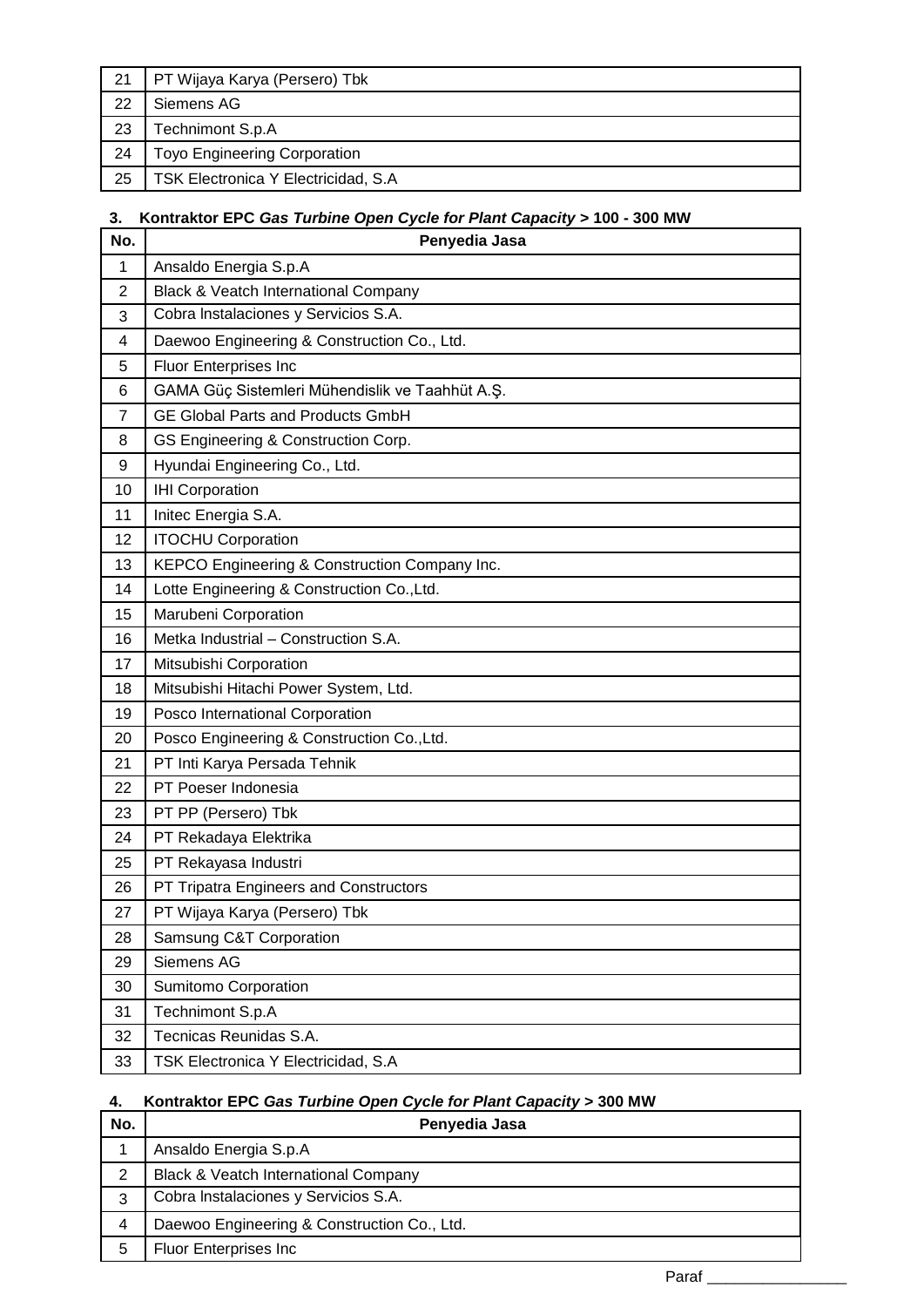| No. | Penyedia Jasa |
|---|---|
| 21 | PT Wijaya Karya (Persero) Tbk |
| 22 | Siemens AG |
| 23 | Technimont S.p.A |
| 24 | Toyo Engineering Corporation |
| 25 | TSK Electronica Y Electricidad, S.A |

**3. Kontraktor EPC *Gas Turbine Open Cycle for Plant Capacity* > 100 - 300 MW**

| No. | Penyedia Jasa |
|---|---|
| 1 | Ansaldo Energia S.p.A |
| 2 | Black & Veatch International Company |
| 3 | Cobra lnstalaciones y Servicios S.A. |
| 4 | Daewoo Engineering & Construction Co., Ltd. |
| 5 | Fluor Enterprises Inc |
| 6 | GAMA Güç Sistemleri Mühendislik ve Taahhüt A.Ş. |
| 7 | GE Global Parts and Products GmbH |
| 8 | GS Engineering & Construction Corp. |
| 9 | Hyundai Engineering Co., Ltd. |
| 10 | IHI Corporation |
| 11 | Initec Energia S.A. |
| 12 | ITOCHU Corporation |
| 13 | KEPCO Engineering & Construction Company Inc. |
| 14 | Lotte Engineering & Construction Co.,Ltd. |
| 15 | Marubeni Corporation |
| 16 | Metka Industrial – Construction S.A. |
| 17 | Mitsubishi Corporation |
| 18 | Mitsubishi Hitachi Power System, Ltd. |
| 19 | Posco International Corporation |
| 20 | Posco Engineering & Construction Co.,Ltd. |
| 21 | PT Inti Karya Persada Tehnik |
| 22 | PT Poeser Indonesia |
| 23 | PT PP (Persero) Tbk |
| 24 | PT Rekadaya Elektrika |
| 25 | PT Rekayasa Industri |
| 26 | PT Tripatra Engineers and Constructors |
| 27 | PT Wijaya Karya (Persero) Tbk |
| 28 | Samsung C&T Corporation |
| 29 | Siemens AG |
| 30 | Sumitomo Corporation |
| 31 | Technimont S.p.A |
| 32 | Tecnicas Reunidas S.A. |
| 33 | TSK Electronica Y Electricidad, S.A |

**4. Kontraktor EPC *Gas Turbine Open Cycle for Plant Capacity* > 300 MW**

| No. | Penyedia Jasa |
|---|---|
| 1 | Ansaldo Energia S.p.A |
| 2 | Black & Veatch International Company |
| 3 | Cobra lnstalaciones y Servicios S.A. |
| 4 | Daewoo Engineering & Construction Co., Ltd. |
| 5 | Fluor Enterprises Inc |

Paraf _______________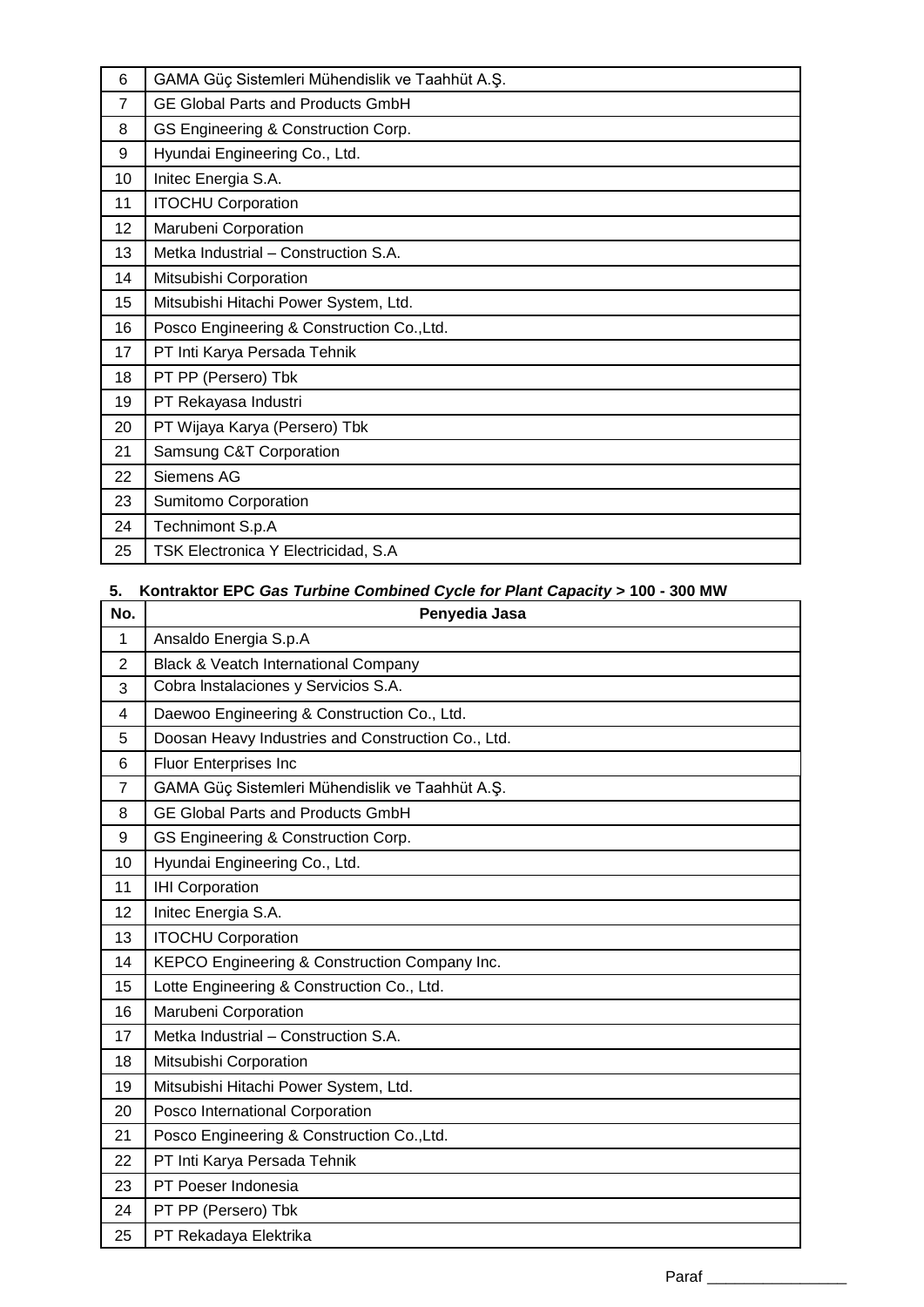| | |
|---|---|
| 6 | GAMA Güç Sistemleri Mühendislik ve Taahhüt A.Ş. |
| 7 | GE Global Parts and Products GmbH |
| 8 | GS Engineering & Construction Corp. |
| 9 | Hyundai Engineering Co., Ltd. |
| 10 | Initec Energia S.A. |
| 11 | ITOCHU Corporation |
| 12 | Marubeni Corporation |
| 13 | Metka Industrial – Construction S.A. |
| 14 | Mitsubishi Corporation |
| 15 | Mitsubishi Hitachi Power System, Ltd. |
| 16 | Posco Engineering & Construction Co.,Ltd. |
| 17 | PT Inti Karya Persada Tehnik |
| 18 | PT PP (Persero) Tbk |
| 19 | PT Rekayasa Industri |
| 20 | PT Wijaya Karya (Persero) Tbk |
| 21 | Samsung C&T Corporation |
| 22 | Siemens AG |
| 23 | Sumitomo Corporation |
| 24 | Technimont S.p.A |
| 25 | TSK Electronica Y Electricidad, S.A |

**5. Kontraktor EPC *Gas Turbine Combined Cycle for Plant Capacity* > 100 - 300 MW**

| No. | Penyedia Jasa |
|---|---|
| 1 | Ansaldo Energia S.p.A |
| 2 | Black & Veatch International Company |
| 3 | Cobra Instalaciones y Servicios S.A. |
| 4 | Daewoo Engineering & Construction Co., Ltd. |
| 5 | Doosan Heavy Industries and Construction Co., Ltd. |
| 6 | Fluor Enterprises Inc |
| 7 | GAMA Güç Sistemleri Mühendislik ve Taahhüt A.Ş. |
| 8 | GE Global Parts and Products GmbH |
| 9 | GS Engineering & Construction Corp. |
| 10 | Hyundai Engineering Co., Ltd. |
| 11 | IHI Corporation |
| 12 | Initec Energia S.A. |
| 13 | ITOCHU Corporation |
| 14 | KEPCO Engineering & Construction Company Inc. |
| 15 | Lotte Engineering & Construction Co., Ltd. |
| 16 | Marubeni Corporation |
| 17 | Metka Industrial – Construction S.A. |
| 18 | Mitsubishi Corporation |
| 19 | Mitsubishi Hitachi Power System, Ltd. |
| 20 | Posco International Corporation |
| 21 | Posco Engineering & Construction Co.,Ltd. |
| 22 | PT Inti Karya Persada Tehnik |
| 23 | PT Poeser Indonesia |
| 24 | PT PP (Persero) Tbk |
| 25 | PT Rekadaya Elektrika |

Paraf _________________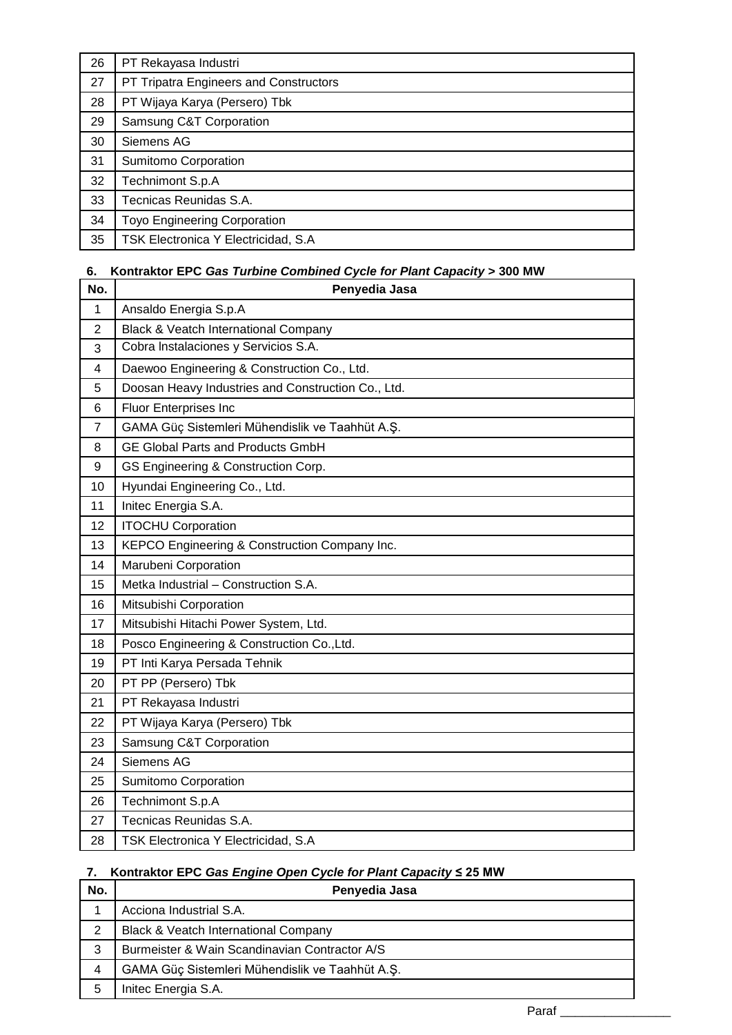| 26 | PT Rekayasa Industri |
|---|---|
| 27 | PT Tripatra Engineers and Constructors |
| 28 | PT Wijaya Karya (Persero) Tbk |
| 29 | Samsung C&T Corporation |
| 30 | Siemens AG |
| 31 | Sumitomo Corporation |
| 32 | Technimont S.p.A |
| 33 | Tecnicas Reunidas S.A. |
| 34 | Toyo Engineering Corporation |
| 35 | TSK Electronica Y Electricidad, S.A |

**6. Kontraktor EPC *Gas Turbine Combined Cycle for Plant Capacity* > 300 MW**

| No. | Penyedia Jasa |
|---|---|
| 1 | Ansaldo Energia S.p.A |
| 2 | Black & Veatch International Company |
| 3 | Cobra lnstalaciones y Servicios S.A. |
| 4 | Daewoo Engineering & Construction Co., Ltd. |
| 5 | Doosan Heavy Industries and Construction Co., Ltd. |
| 6 | Fluor Enterprises Inc |
| 7 | GAMA Güç Sistemleri Mühendislik ve Taahhüt A.Ş. |
| 8 | GE Global Parts and Products GmbH |
| 9 | GS Engineering & Construction Corp. |
| 10 | Hyundai Engineering Co., Ltd. |
| 11 | Initec Energia S.A. |
| 12 | ITOCHU Corporation |
| 13 | KEPCO Engineering & Construction Company Inc. |
| 14 | Marubeni Corporation |
| 15 | Metka Industrial – Construction S.A. |
| 16 | Mitsubishi Corporation |
| 17 | Mitsubishi Hitachi Power System, Ltd. |
| 18 | Posco Engineering & Construction Co.,Ltd. |
| 19 | PT Inti Karya Persada Tehnik |
| 20 | PT PP (Persero) Tbk |
| 21 | PT Rekayasa Industri |
| 22 | PT Wijaya Karya (Persero) Tbk |
| 23 | Samsung C&T Corporation |
| 24 | Siemens AG |
| 25 | Sumitomo Corporation |
| 26 | Technimont S.p.A |
| 27 | Tecnicas Reunidas S.A. |
| 28 | TSK Electronica Y Electricidad, S.A |

**7. Kontraktor EPC *Gas Engine Open Cycle for Plant Capacity* ≤ 25 MW**

| No. | Penyedia Jasa |
|---|---|
| 1 | Acciona Industrial S.A. |
| 2 | Black & Veatch International Company |
| 3 | Burmeister & Wain Scandinavian Contractor A/S |
| 4 | GAMA Güç Sistemleri Mühendislik ve Taahhüt A.Ş. |
| 5 | Initec Energia S.A. |

Paraf _________________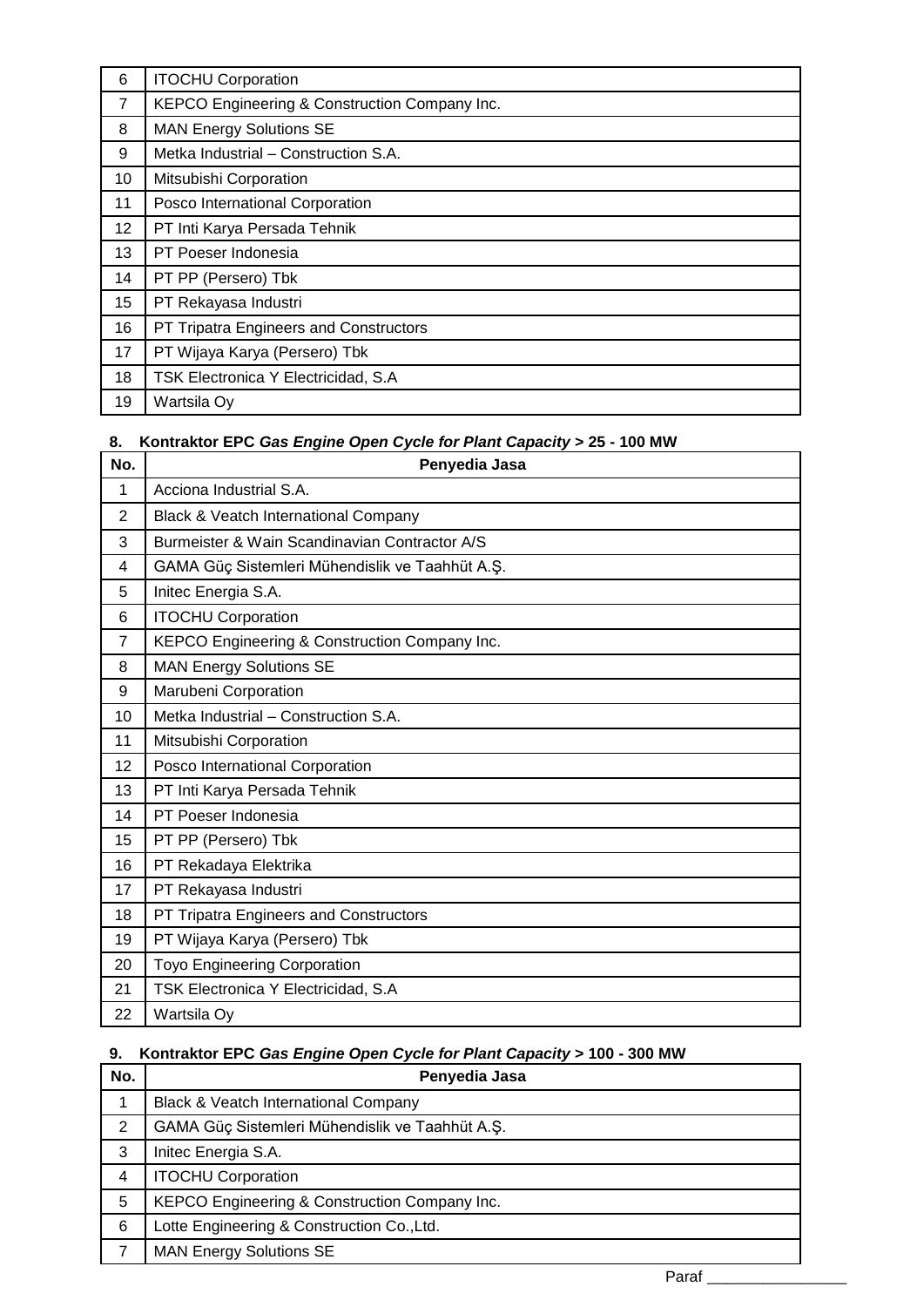| 6 | ITOCHU Corporation |
|---|---|
| 7 | KEPCO Engineering & Construction Company Inc. |
| 8 | MAN Energy Solutions SE |
| 9 | Metka Industrial – Construction S.A. |
| 10 | Mitsubishi Corporation |
| 11 | Posco International Corporation |
| 12 | PT Inti Karya Persada Tehnik |
| 13 | PT Poeser Indonesia |
| 14 | PT PP (Persero) Tbk |
| 15 | PT Rekayasa Industri |
| 16 | PT Tripatra Engineers and Constructors |
| 17 | PT Wijaya Karya (Persero) Tbk |
| 18 | TSK Electronica Y Electricidad, S.A |
| 19 | Wartsila Oy |

**8. Kontraktor EPC *Gas Engine Open Cycle for Plant Capacity* > 25 - 100 MW**

| No. | Penyedia Jasa |
|---|---|
| 1 | Acciona Industrial S.A. |
| 2 | Black & Veatch International Company |
| 3 | Burmeister & Wain Scandinavian Contractor A/S |
| 4 | GAMA Güç Sistemleri Mühendislik ve Taahhüt A.Ş. |
| 5 | Initec Energia S.A. |
| 6 | ITOCHU Corporation |
| 7 | KEPCO Engineering & Construction Company Inc. |
| 8 | MAN Energy Solutions SE |
| 9 | Marubeni Corporation |
| 10 | Metka Industrial – Construction S.A. |
| 11 | Mitsubishi Corporation |
| 12 | Posco International Corporation |
| 13 | PT Inti Karya Persada Tehnik |
| 14 | PT Poeser Indonesia |
| 15 | PT PP (Persero) Tbk |
| 16 | PT Rekadaya Elektrika |
| 17 | PT Rekayasa Industri |
| 18 | PT Tripatra Engineers and Constructors |
| 19 | PT Wijaya Karya (Persero) Tbk |
| 20 | Toyo Engineering Corporation |
| 21 | TSK Electronica Y Electricidad, S.A |
| 22 | Wartsila Oy |

**9. Kontraktor EPC *Gas Engine Open Cycle for Plant Capacity* > 100 - 300 MW**

| No. | Penyedia Jasa |
|---|---|
| 1 | Black & Veatch International Company |
| 2 | GAMA Güç Sistemleri Mühendislik ve Taahhüt A.Ş. |
| 3 | Initec Energia S.A. |
| 4 | ITOCHU Corporation |
| 5 | KEPCO Engineering & Construction Company Inc. |
| 6 | Lotte Engineering & Construction Co.,Ltd. |
| 7 | MAN Energy Solutions SE |

Paraf _________________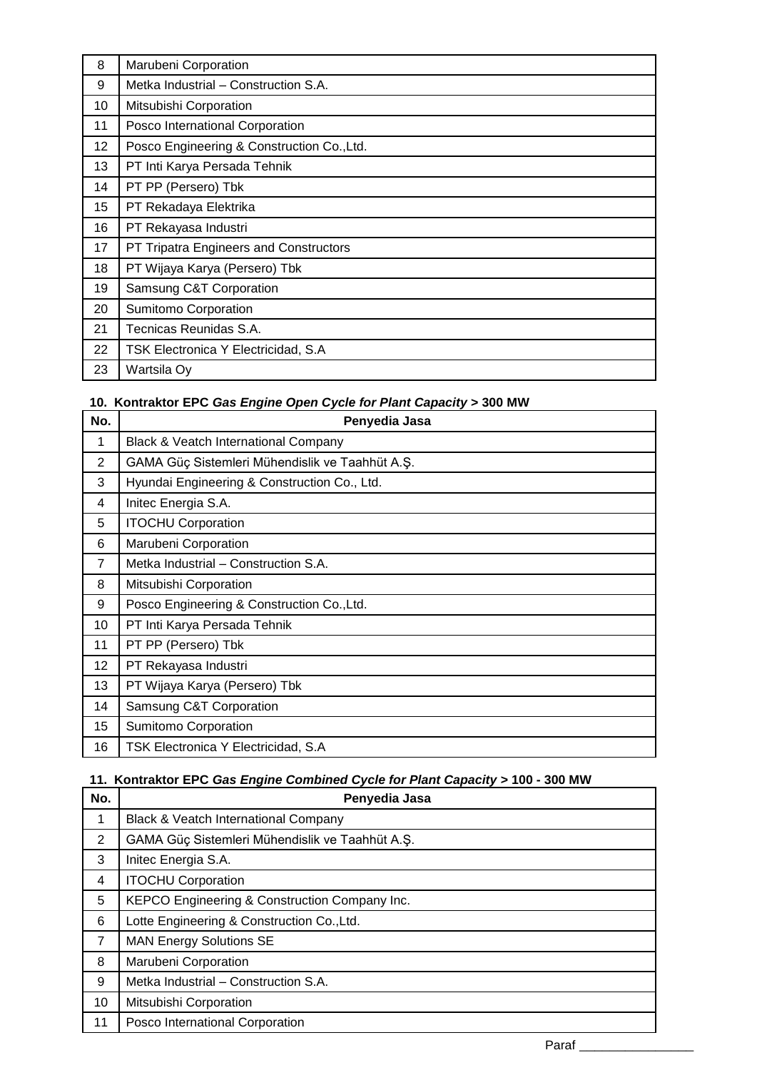| No. | Penyedia Jasa |
|---|---|
| 8 | Marubeni Corporation |
| 9 | Metka Industrial – Construction S.A. |
| 10 | Mitsubishi Corporation |
| 11 | Posco International Corporation |
| 12 | Posco Engineering & Construction Co.,Ltd. |
| 13 | PT Inti Karya Persada Tehnik |
| 14 | PT PP (Persero) Tbk |
| 15 | PT Rekadaya Elektrika |
| 16 | PT Rekayasa Industri |
| 17 | PT Tripatra Engineers and Constructors |
| 18 | PT Wijaya Karya (Persero) Tbk |
| 19 | Samsung C&T Corporation |
| 20 | Sumitomo Corporation |
| 21 | Tecnicas Reunidas S.A. |
| 22 | TSK Electronica Y Electricidad, S.A |
| 23 | Wartsila Oy |

**10. Kontraktor EPC *Gas Engine Open Cycle for Plant Capacity* > 300 MW**

| No. | Penyedia Jasa |
|---|---|
| 1 | Black & Veatch International Company |
| 2 | GAMA Güç Sistemleri Mühendislik ve Taahhüt A.Ş. |
| 3 | Hyundai Engineering & Construction Co., Ltd. |
| 4 | Initec Energia S.A. |
| 5 | ITOCHU Corporation |
| 6 | Marubeni Corporation |
| 7 | Metka Industrial – Construction S.A. |
| 8 | Mitsubishi Corporation |
| 9 | Posco Engineering & Construction Co.,Ltd. |
| 10 | PT Inti Karya Persada Tehnik |
| 11 | PT PP (Persero) Tbk |
| 12 | PT Rekayasa Industri |
| 13 | PT Wijaya Karya (Persero) Tbk |
| 14 | Samsung C&T Corporation |
| 15 | Sumitomo Corporation |
| 16 | TSK Electronica Y Electricidad, S.A |

**11. Kontraktor EPC *Gas Engine Combined Cycle for Plant Capacity* > 100 - 300 MW**

| No. | Penyedia Jasa |
|---|---|
| 1 | Black & Veatch International Company |
| 2 | GAMA Güç Sistemleri Mühendislik ve Taahhüt A.Ş. |
| 3 | Initec Energia S.A. |
| 4 | ITOCHU Corporation |
| 5 | KEPCO Engineering & Construction Company Inc. |
| 6 | Lotte Engineering & Construction Co.,Ltd. |
| 7 | MAN Energy Solutions SE |
| 8 | Marubeni Corporation |
| 9 | Metka Industrial – Construction S.A. |
| 10 | Mitsubishi Corporation |
| 11 | Posco International Corporation |

Paraf _______________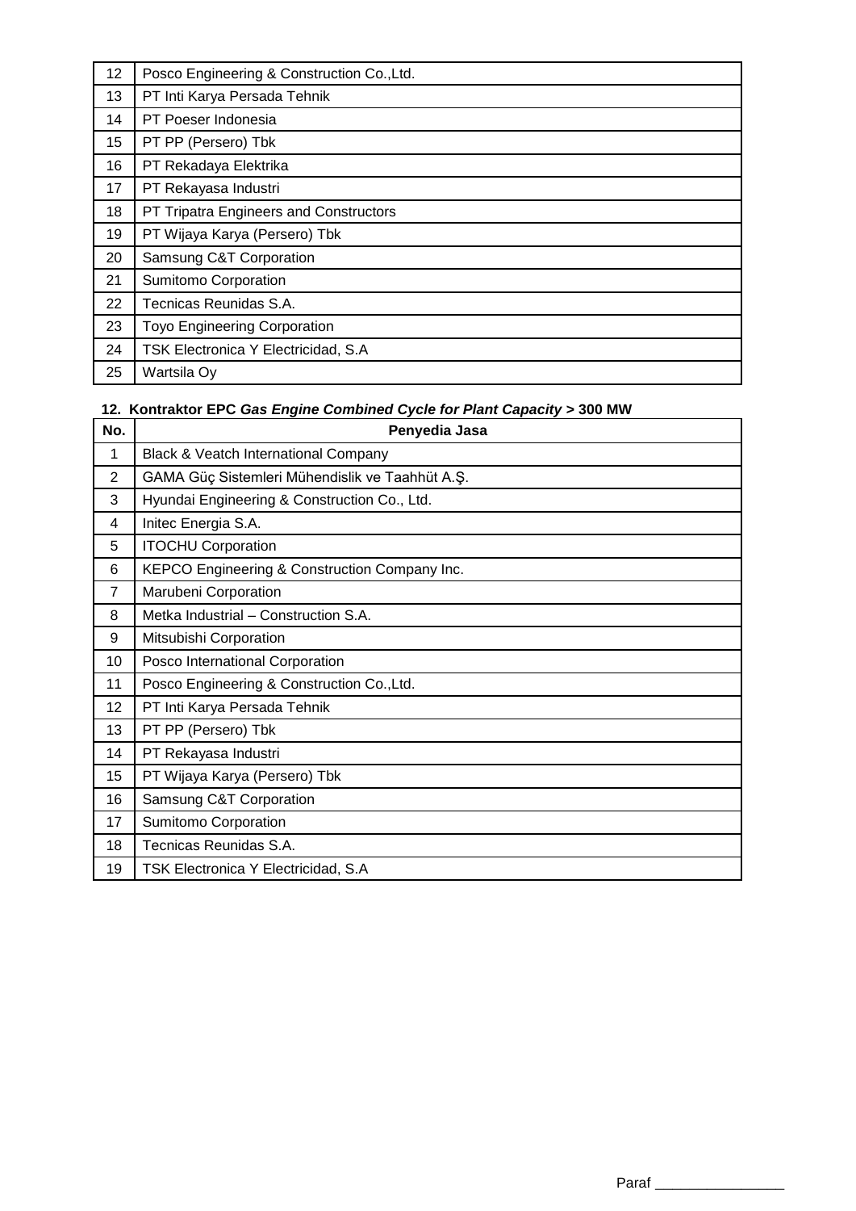| 12 | Posco Engineering & Construction Co.,Ltd. |
|---|---|
| 13 | PT Inti Karya Persada Tehnik |
| 14 | PT Poeser Indonesia |
| 15 | PT PP (Persero) Tbk |
| 16 | PT Rekadaya Elektrika |
| 17 | PT Rekayasa Industri |
| 18 | PT Tripatra Engineers and Constructors |
| 19 | PT Wijaya Karya (Persero) Tbk |
| 20 | Samsung C&T Corporation |
| 21 | Sumitomo Corporation |
| 22 | Tecnicas Reunidas S.A. |
| 23 | Toyo Engineering Corporation |
| 24 | TSK Electronica Y Electricidad, S.A |
| 25 | Wartsila Oy |

**12. Kontraktor EPC *Gas Engine Combined Cycle for Plant Capacity* > 300 MW**

| No. | Penyedia Jasa |
|---|---|
| 1 | Black & Veatch International Company |
| 2 | GAMA Güç Sistemleri Mühendislik ve Taahhüt A.Ş. |
| 3 | Hyundai Engineering & Construction Co., Ltd. |
| 4 | Initec Energia S.A. |
| 5 | ITOCHU Corporation |
| 6 | KEPCO Engineering & Construction Company Inc. |
| 7 | Marubeni Corporation |
| 8 | Metka Industrial – Construction S.A. |
| 9 | Mitsubishi Corporation |
| 10 | Posco International Corporation |
| 11 | Posco Engineering & Construction Co.,Ltd. |
| 12 | PT Inti Karya Persada Tehnik |
| 13 | PT PP (Persero) Tbk |
| 14 | PT Rekayasa Industri |
| 15 | PT Wijaya Karya (Persero) Tbk |
| 16 | Samsung C&T Corporation |
| 17 | Sumitomo Corporation |
| 18 | Tecnicas Reunidas S.A. |
| 19 | TSK Electronica Y Electricidad, S.A |

Paraf \_\_\_\_\_\_\_\_\_\_\_\_\_\_\_\_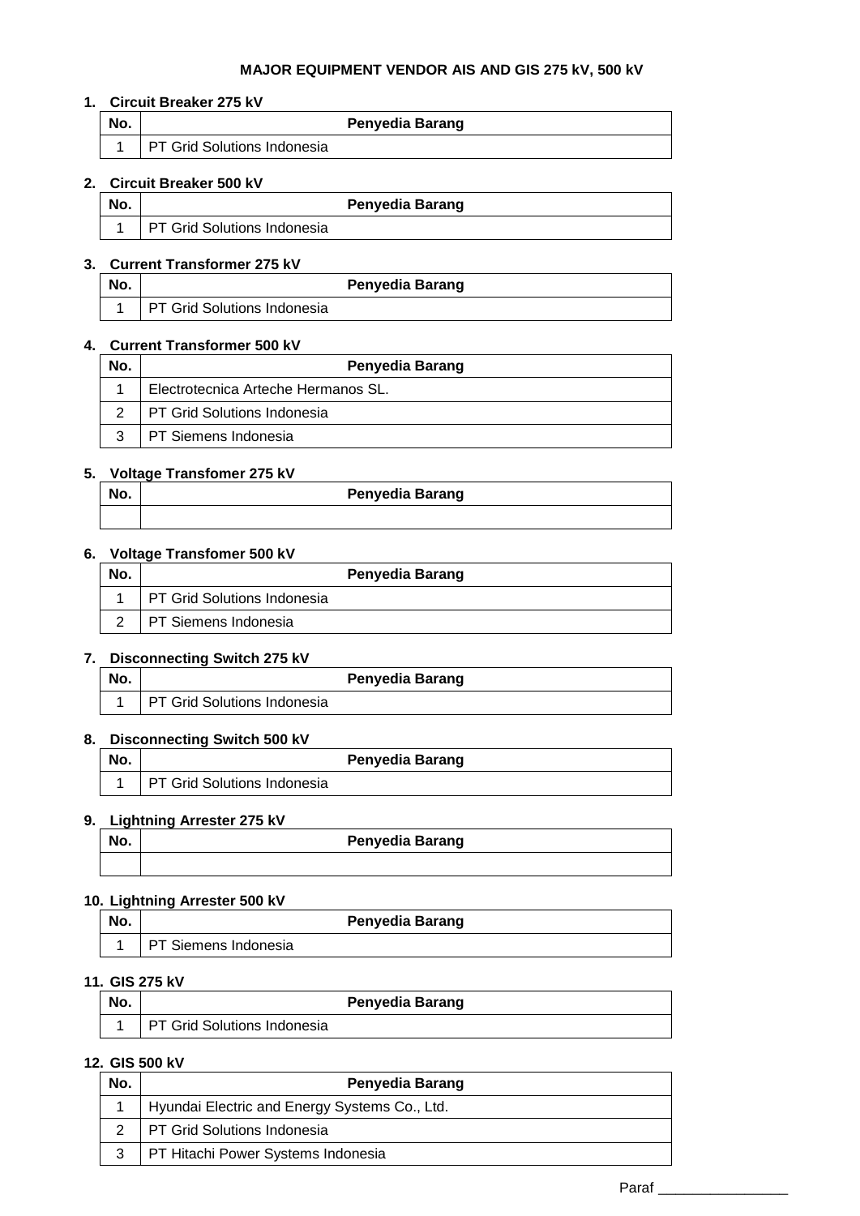**MAJOR EQUIPMENT VENDOR AIS AND GIS 275 kV, 500 kV**

**1. Circuit Breaker 275 kV**

| No. | Penyedia Barang |
|---|---|
| 1 | PT Grid Solutions Indonesia |

**2. Circuit Breaker 500 kV**

| No. | Penyedia Barang |
|---|---|
| 1 | PT Grid Solutions Indonesia |

**3. Current Transformer 275 kV**

| No. | Penyedia Barang |
|---|---|
| 1 | PT Grid Solutions Indonesia |

**4. Current Transformer 500 kV**

| No. | Penyedia Barang |
|---|---|
| 1 | Electrotecnica Arteche Hermanos SL. |
| 2 | PT Grid Solutions Indonesia |
| 3 | PT Siemens Indonesia |

**5. Voltage Transfomer 275 kV**

| No. | Penyedia Barang |
|---|---|
| | |

**6. Voltage Transfomer 500 kV**

| No. | Penyedia Barang |
|---|---|
| 1 | PT Grid Solutions Indonesia |
| 2 | PT Siemens Indonesia |

**7. Disconnecting Switch 275 kV**

| No. | Penyedia Barang |
|---|---|
| 1 | PT Grid Solutions Indonesia |

**8. Disconnecting Switch 500 kV**

| No. | Penyedia Barang |
|---|---|
| 1 | PT Grid Solutions Indonesia |

**9. Lightning Arrester 275 kV**

| No. | Penyedia Barang |
|---|---|
| | |

**10. Lightning Arrester 500 kV**

| No. | Penyedia Barang |
|---|---|
| 1 | PT Siemens Indonesia |

**11. GIS 275 kV**

| No. | Penyedia Barang |
|---|---|
| 1 | PT Grid Solutions Indonesia |

**12. GIS 500 kV**

| No. | Penyedia Barang |
|---|---|
| 1 | Hyundai Electric and Energy Systems Co., Ltd. |
| 2 | PT Grid Solutions Indonesia |
| 3 | PT Hitachi Power Systems Indonesia |

Paraf ________________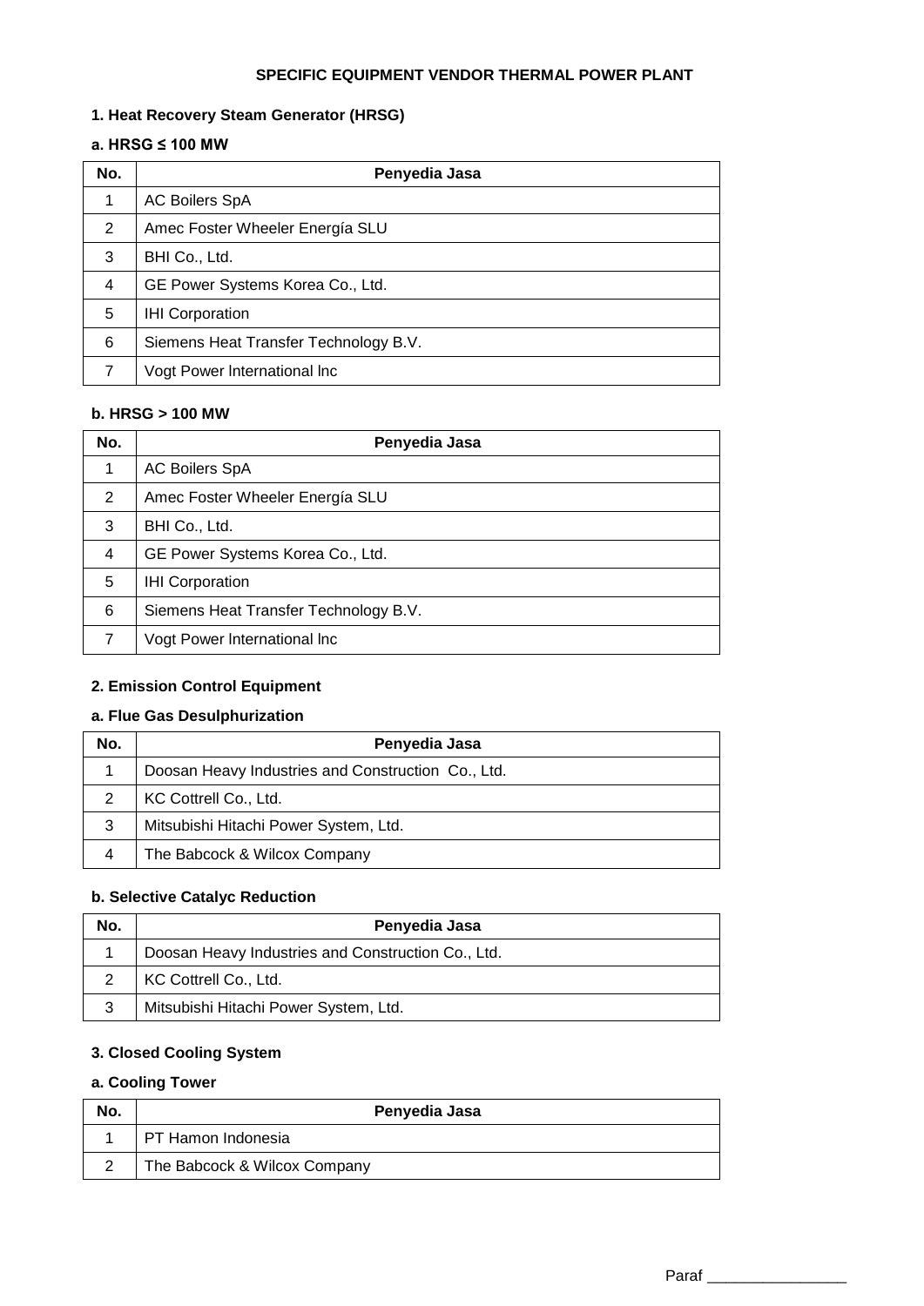# SPECIFIC EQUIPMENT VENDOR THERMAL POWER PLANT

## 1. Heat Recovery Steam Generator (HRSG)

### a. HRSG ≤ 100 MW

| No. | Penyedia Jasa |
|---|---|
| 1 | AC Boilers SpA |
| 2 | Amec Foster Wheeler Energía SLU |
| 3 | BHI Co., Ltd. |
| 4 | GE Power Systems Korea Co., Ltd. |
| 5 | IHI Corporation |
| 6 | Siemens Heat Transfer Technology B.V. |
| 7 | Vogt Power International lnc |

### b. HRSG > 100 MW

| No. | Penyedia Jasa |
|---|---|
| 1 | AC Boilers SpA |
| 2 | Amec Foster Wheeler Energía SLU |
| 3 | BHI Co., Ltd. |
| 4 | GE Power Systems Korea Co., Ltd. |
| 5 | IHI Corporation |
| 6 | Siemens Heat Transfer Technology B.V. |
| 7 | Vogt Power International lnc |

## 2. Emission Control Equipment

### a. Flue Gas Desulphurization

| No. | Penyedia Jasa |
|---|---|
| 1 | Doosan Heavy Industries and Construction Co., Ltd. |
| 2 | KC Cottrell Co., Ltd. |
| 3 | Mitsubishi Hitachi Power System, Ltd. |
| 4 | The Babcock & Wilcox Company |

### b. Selective Catalyc Reduction

| No. | Penyedia Jasa |
|---|---|
| 1 | Doosan Heavy Industries and Construction Co., Ltd. |
| 2 | KC Cottrell Co., Ltd. |
| 3 | Mitsubishi Hitachi Power System, Ltd. |

## 3. Closed Cooling System

### a. Cooling Tower

| No. | Penyedia Jasa |
|---|---|
| 1 | PT Hamon Indonesia |
| 2 | The Babcock & Wilcox Company |

Paraf ________________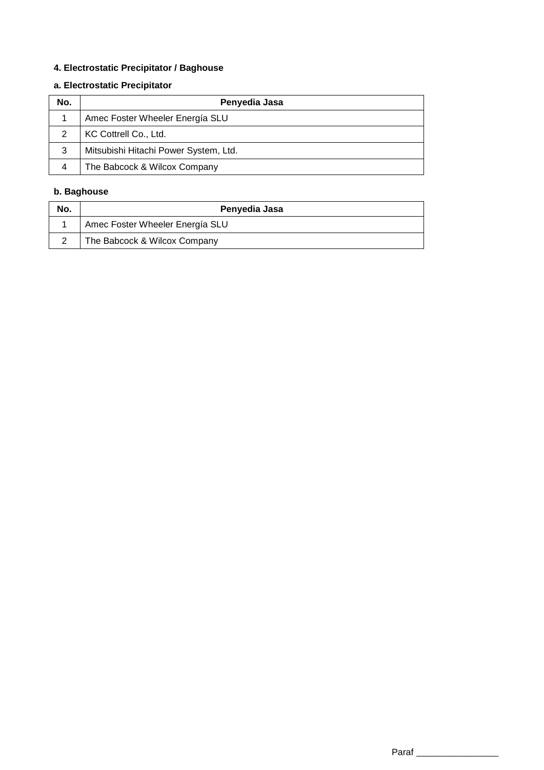**4. Electrostatic Precipitator / Baghouse**

**a. Electrostatic Precipitator**

| No. | Penyedia Jasa |
|---|---|
| 1 | Amec Foster Wheeler Energía SLU |
| 2 | KC Cottrell Co., Ltd. |
| 3 | Mitsubishi Hitachi Power System, Ltd. |
| 4 | The Babcock & Wilcox Company |

**b. Baghouse**

| No. | Penyedia Jasa |
|---|---|
| 1 | Amec Foster Wheeler Energía SLU |
| 2 | The Babcock & Wilcox Company |

Paraf ________________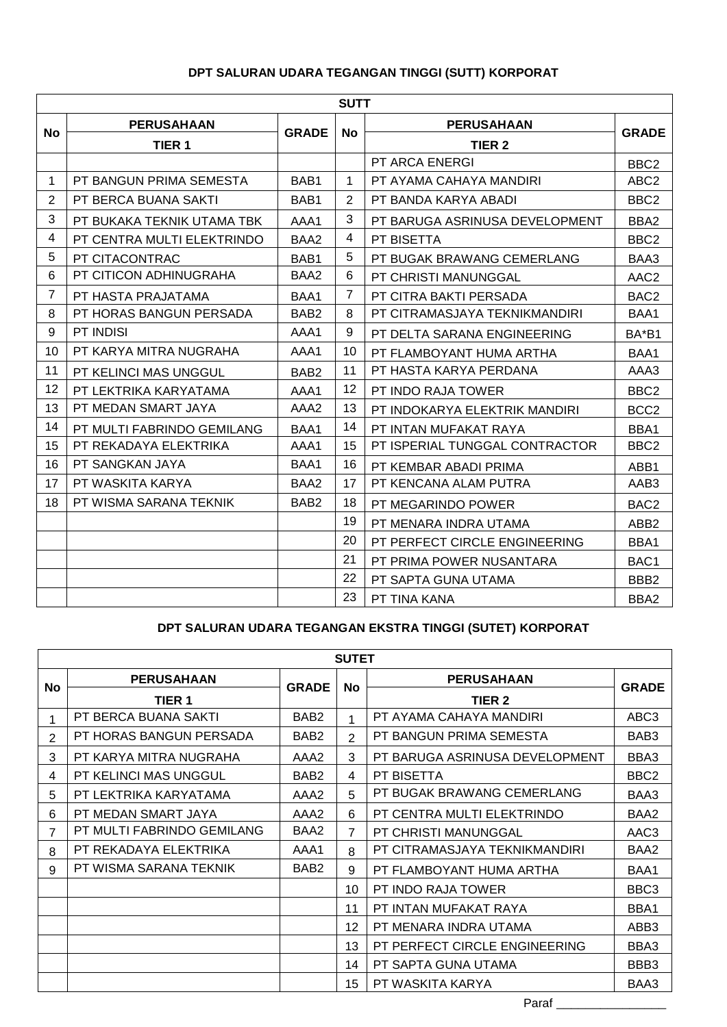**DPT SALURAN UDARA TEGANGAN TINGGI (SUTT) KORPORAT**

| SUTT | | | | | |
|---|---|---|---|---|---|
| **No** | **PERUSAHAAN TIER 1** | **GRADE** | **No** | **PERUSAHAAN TIER 2** | **GRADE** |
| | | | | PT ARCA ENERGI | BBC2 |
| 1 | PT BANGUN PRIMA SEMESTA | BAB1 | 1 | PT AYAMA CAHAYA MANDIRI | ABC2 |
| 2 | PT BERCA BUANA SAKTI | BAB1 | 2 | PT BANDA KARYA ABADI | BBC2 |
| 3 | PT BUKAKA TEKNIK UTAMA TBK | AAA1 | 3 | PT BARUGA ASRINUSA DEVELOPMENT | BBA2 |
| 4 | PT CENTRA MULTI ELEKTRINDO | BAA2 | 4 | PT BISETTA | BBC2 |
| 5 | PT CITACONTRAC | BAB1 | 5 | PT BUGAK BRAWANG CEMERLANG | BAA3 |
| 6 | PT CITICON ADHINUGRAHA | BAA2 | 6 | PT CHRISTI MANUNGGAL | AAC2 |
| 7 | PT HASTA PRAJATAMA | BAA1 | 7 | PT CITRA BAKTI PERSADA | BAC2 |
| 8 | PT HORAS BANGUN PERSADA | BAB2 | 8 | PT CITRAMASJAYA TEKNIKMANDIRI | BAA1 |
| 9 | PT INDISI | AAA1 | 9 | PT DELTA SARANA ENGINEERING | BA*B1 |
| 10 | PT KARYA MITRA NUGRAHA | AAA1 | 10 | PT FLAMBOYANT HUMA ARTHA | BAA1 |
| 11 | PT KELINCI MAS UNGGUL | BAB2 | 11 | PT HASTA KARYA PERDANA | AAA3 |
| 12 | PT LEKTRIKA KARYATAMA | AAA1 | 12 | PT INDO RAJA TOWER | BBC2 |
| 13 | PT MEDAN SMART JAYA | AAA2 | 13 | PT INDOKARYA ELEKTRIK MANDIRI | BCC2 |
| 14 | PT MULTI FABRINDO GEMILANG | BAA1 | 14 | PT INTAN MUFAKAT RAYA | BBA1 |
| 15 | PT REKADAYA ELEKTRIKA | AAA1 | 15 | PT ISPERIAL TUNGGAL CONTRACTOR | BBC2 |
| 16 | PT SANGKAN JAYA | BAA1 | 16 | PT KEMBAR ABADI PRIMA | ABB1 |
| 17 | PT WASKITA KARYA | BAA2 | 17 | PT KENCANA ALAM PUTRA | AAB3 |
| 18 | PT WISMA SARANA TEKNIK | BAB2 | 18 | PT MEGARINDO POWER | BAC2 |
| | | | 19 | PT MENARA INDRA UTAMA | ABB2 |
| | | | 20 | PT PERFECT CIRCLE ENGINEERING | BBA1 |
| | | | 21 | PT PRIMA POWER NUSANTARA | BAC1 |
| | | | 22 | PT SAPTA GUNA UTAMA | BBB2 |
| | | | 23 | PT TINA KANA | BBA2 |

**DPT SALURAN UDARA TEGANGAN EKSTRA TINGGI (SUTET) KORPORAT**

| SUTET | | | | | |
|---|---|---|---|---|---|
| **No** | **PERUSAHAAN TIER 1** | **GRADE** | **No** | **PERUSAHAAN TIER 2** | **GRADE** |
| 1 | PT BERCA BUANA SAKTI | BAB2 | 1 | PT AYAMA CAHAYA MANDIRI | ABC3 |
| 2 | PT HORAS BANGUN PERSADA | BAB2 | 2 | PT BANGUN PRIMA SEMESTA | BAB3 |
| 3 | PT KARYA MITRA NUGRAHA | AAA2 | 3 | PT BARUGA ASRINUSA DEVELOPMENT | BBA3 |
| 4 | PT KELINCI MAS UNGGUL | BAB2 | 4 | PT BISETTA | BBC2 |
| 5 | PT LEKTRIKA KARYATAMA | AAA2 | 5 | PT BUGAK BRAWANG CEMERLANG | BAA3 |
| 6 | PT MEDAN SMART JAYA | AAA2 | 6 | PT CENTRA MULTI ELEKTRINDO | BAA2 |
| 7 | PT MULTI FABRINDO GEMILANG | BAA2 | 7 | PT CHRISTI MANUNGGAL | AAC3 |
| 8 | PT REKADAYA ELEKTRIKA | AAA1 | 8 | PT CITRAMASJAYA TEKNIKMANDIRI | BAA2 |
| 9 | PT WISMA SARANA TEKNIK | BAB2 | 9 | PT FLAMBOYANT HUMA ARTHA | BAA1 |
| | | | 10 | PT INDO RAJA TOWER | BBC3 |
| | | | 11 | PT INTAN MUFAKAT RAYA | BBA1 |
| | | | 12 | PT MENARA INDRA UTAMA | ABB3 |
| | | | 13 | PT PERFECT CIRCLE ENGINEERING | BBA3 |
| | | | 14 | PT SAPTA GUNA UTAMA | BBB3 |
| | | | 15 | PT WASKITA KARYA | BAA3 |

Paraf ________________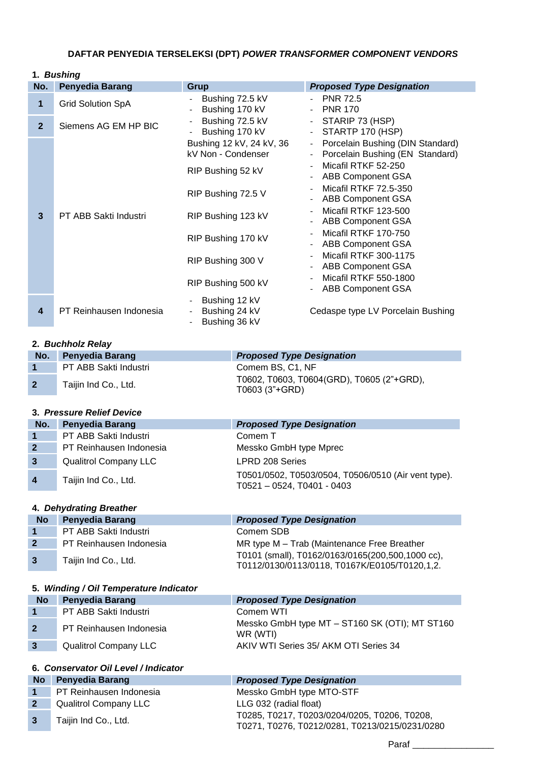# DAFTAR PENYEDIA TERSELEKSI (DPT) *POWER TRANSFORMER COMPONENT VENDORS*

1. ***Bushing***

| No. | Penyedia Barang | Grup | *Proposed Type Designation* |
|---|---|---|---|
| 1 | Grid Solution SpA | - Bushing 72.5 kV<br>- Bushing 170 kV | - PNR 72.5<br>- PNR 170 |
| 2 | Siemens AG EM HP BIC | - Bushing 72.5 kV<br>- Bushing 170 kV | - STARIP 73 (HSP)<br>- STARTP 170 (HSP) |
| 3 | PT ABB Sakti Industri | Bushing 12 kV, 24 kV, 36 kV Non - Condenser | - Porcelain Bushing (DIN Standard)<br>- Porcelain Bushing (EN Standard) |
| | | RIP Bushing 52 kV | - Micafil RTKF 52-250<br>- ABB Component GSA |
| | | RIP Bushing 72.5 V | - Micafil RTKF 72.5-350<br>- ABB Component GSA |
| | | RIP Bushing 123 kV | - Micafil RTKF 123-500<br>- ABB Component GSA |
| | | RIP Bushing 170 kV | - Micafil RTKF 170-750<br>- ABB Component GSA |
| | | RIP Bushing 300 V | - Micafil RTKF 300-1175<br>- ABB Component GSA |
| | | RIP Bushing 500 kV | - Micafil RTKF 550-1800<br>- ABB Component GSA |
| 4 | PT Reinhausen Indonesia | - Bushing 12 kV<br>- Bushing 24 kV<br>- Bushing 36 kV | Cedaspe type LV Porcelain Bushing |

2. ***Buchholz Relay***

| No. | Penyedia Barang | *Proposed Type Designation* |
|---|---|---|
| 1 | PT ABB Sakti Industri | Comem BS, C1, NF |
| 2 | Taijin Ind Co., Ltd. | T0602, T0603, T0604(GRD), T0605 (2"+GRD), T0603 (3"+GRD) |

3. ***Pressure Relief Device***

| No. | Penyedia Barang | *Proposed Type Designation* |
|---|---|---|
| 1 | PT ABB Sakti Industri | Comem T |
| 2 | PT Reinhausen Indonesia | Messko GmbH type Mprec |
| 3 | Qualitrol Company LLC | LPRD 208 Series |
| 4 | Taijin Ind Co., Ltd. | T0501/0502, T0503/0504, T0506/0510 (Air vent type). T0521 – 0524, T0401 - 0403 |

4. ***Dehydrating Breather***

| No | Penyedia Barang | *Proposed Type Designation* |
|---|---|---|
| 1 | PT ABB Sakti Industri | Comem SDB |
| 2 | PT Reinhausen Indonesia | MR type M – Trab (Maintenance Free Breather |
| 3 | Taijin Ind Co., Ltd. | T0101 (small), T0162/0163/0165(200,500,1000 cc), T0112/0130/0113/0118, T0167K/E0105/T0120,1,2. |

5. ***Winding / Oil Temperature Indicator***

| No | Penyedia Barang | *Proposed Type Designation* |
|---|---|---|
| 1 | PT ABB Sakti Industri | Comem WTI |
| 2 | PT Reinhausen Indonesia | Messko GmbH type MT – ST160 SK (OTI); MT ST160 WR (WTI) |
| 3 | Qualitrol Company LLC | AKIV WTI Series 35/ AKM OTI Series 34 |

6. ***Conservator Oil Level / Indicator***

| No | Penyedia Barang | *Proposed Type Designation* |
|---|---|---|
| 1 | PT Reinhausen Indonesia | Messko GmbH type MTO-STF |
| 2 | Qualitrol Company LLC | LLG 032 (radial float) |
| 3 | Taijin Ind Co., Ltd. | T0285, T0217, T0203/0204/0205, T0206, T0208, T0271, T0276, T0212/0281, T0213/0215/0231/0280 |

Paraf ________________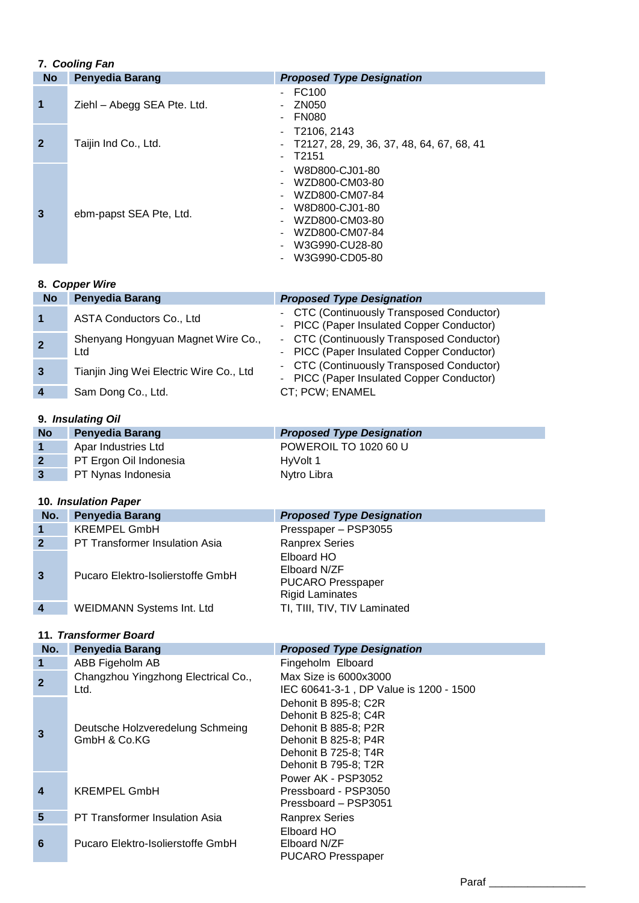7. *Cooling Fan*

| No | Penyedia Barang | *Proposed Type Designation* |
|---|---|---|
| 1 | Ziehl – Abegg SEA Pte. Ltd. | - FC100<br>- ZN050<br>- FN080 |
| 2 | Taijin Ind Co., Ltd. | - T2106, 2143<br>- T2127, 28, 29, 36, 37, 48, 64, 67, 68, 41<br>- T2151 |
| 3 | ebm-papst SEA Pte, Ltd. | - W8D800-CJ01-80<br>- WZD800-CM03-80<br>- WZD800-CM07-84<br>- W8D800-CJ01-80<br>- WZD800-CM03-80<br>- WZD800-CM07-84<br>- W3G990-CU28-80<br>- W3G990-CD05-80 |

8. *Copper Wire*

| No | Penyedia Barang | *Proposed Type Designation* |
|---|---|---|
| 1 | ASTA Conductors Co., Ltd | - CTC (Continuously Transposed Conductor)<br>- PICC (Paper Insulated Copper Conductor) |
| 2 | Shenyang Hongyuan Magnet Wire Co., Ltd | - CTC (Continuously Transposed Conductor)<br>- PICC (Paper Insulated Copper Conductor) |
| 3 | Tianjin Jing Wei Electric Wire Co., Ltd | - CTC (Continuously Transposed Conductor)<br>- PICC (Paper Insulated Copper Conductor) |
| 4 | Sam Dong Co., Ltd. | CT; PCW; ENAMEL |

9. *Insulating Oil*

| No | Penyedia Barang | *Proposed Type Designation* |
|---|---|---|
| 1 | Apar Industries Ltd | POWEROIL TO 1020 60 U |
| 2 | PT Ergon Oil Indonesia | HyVolt 1 |
| 3 | PT Nynas Indonesia | Nytro Libra |

10. *Insulation Paper*

| No. | Penyedia Barang | *Proposed Type Designation* |
|---|---|---|
| 1 | KREMPEL GmbH | Presspaper – PSP3055 |
| 2 | PT Transformer Insulation Asia | Ranprex Series |
| 3 | Pucaro Elektro-Isolierstoffe GmbH | Elboard HO<br>Elboard N/ZF<br>PUCARO Presspaper<br>Rigid Laminates |
| 4 | WEIDMANN Systems Int. Ltd | TI, TIII, TIV, TIV Laminated |

11. *Transformer Board*

| No. | Penyedia Barang | *Proposed Type Designation* |
|---|---|---|
| 1 | ABB Figeholm AB | Fingeholm Elboard |
| 2 | Changzhou Yingzhong Electrical Co., Ltd. | Max Size is 6000x3000<br>IEC 60641-3-1 , DP Value is 1200 - 1500 |
| 3 | Deutsche Holzveredelung Schmeing GmbH & Co.KG | Dehonit B 895-8; C2R<br>Dehonit B 825-8; C4R<br>Dehonit B 885-8; P2R<br>Dehonit B 825-8; P4R<br>Dehonit B 725-8; T4R<br>Dehonit B 795-8; T2R |
| 4 | KREMPEL GmbH | Power AK - PSP3052<br>Pressboard - PSP3050<br>Pressboard – PSP3051 |
| 5 | PT Transformer Insulation Asia | Ranprex Series |
| 6 | Pucaro Elektro-Isolierstoffe GmbH | Elboard HO<br>Elboard N/ZF<br>PUCARO Presspaper |

Paraf ________________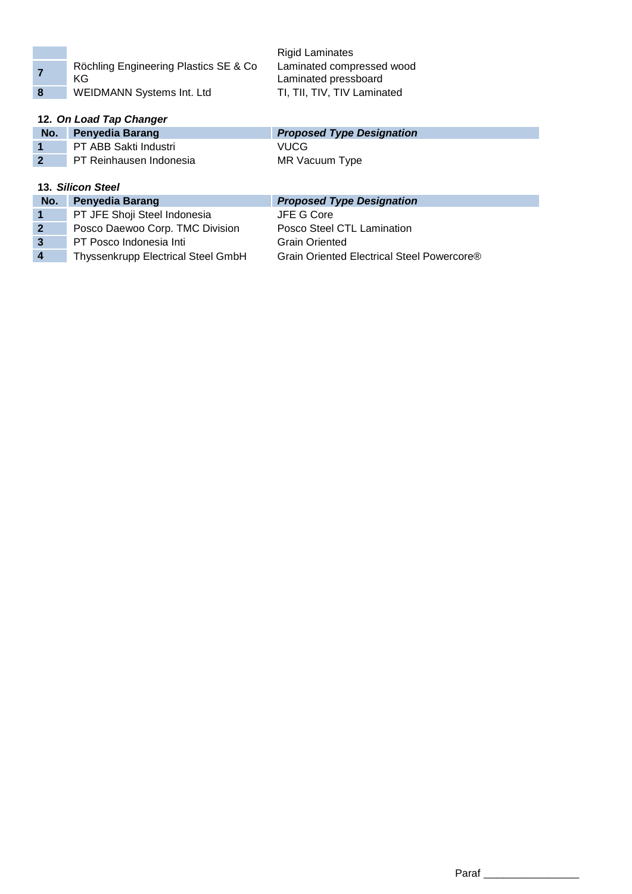| | | |
|---|---|---|
| | | Rigid Laminates |
| 7 | Röchling Engineering Plastics SE & Co KG | Laminated compressed wood<br>Laminated pressboard |
| 8 | WEIDMANN Systems Int. Ltd | TI, TII, TIV, TIV Laminated |

**12. *On Load Tap Changer***

| No. | Penyedia Barang | *Proposed Type Designation* |
|---|---|---|
| 1 | PT ABB Sakti Industri | VUCG |
| 2 | PT Reinhausen Indonesia | MR Vacuum Type |

**13. *Silicon Steel***

| No. | Penyedia Barang | *Proposed Type Designation* |
|---|---|---|
| 1 | PT JFE Shoji Steel Indonesia | JFE G Core |
| 2 | Posco Daewoo Corp. TMC Division | Posco Steel CTL Lamination |
| 3 | PT Posco Indonesia Inti | Grain Oriented |
| 4 | Thyssenkrupp Electrical Steel GmbH | Grain Oriented Electrical Steel Powercore® |

Paraf ________________